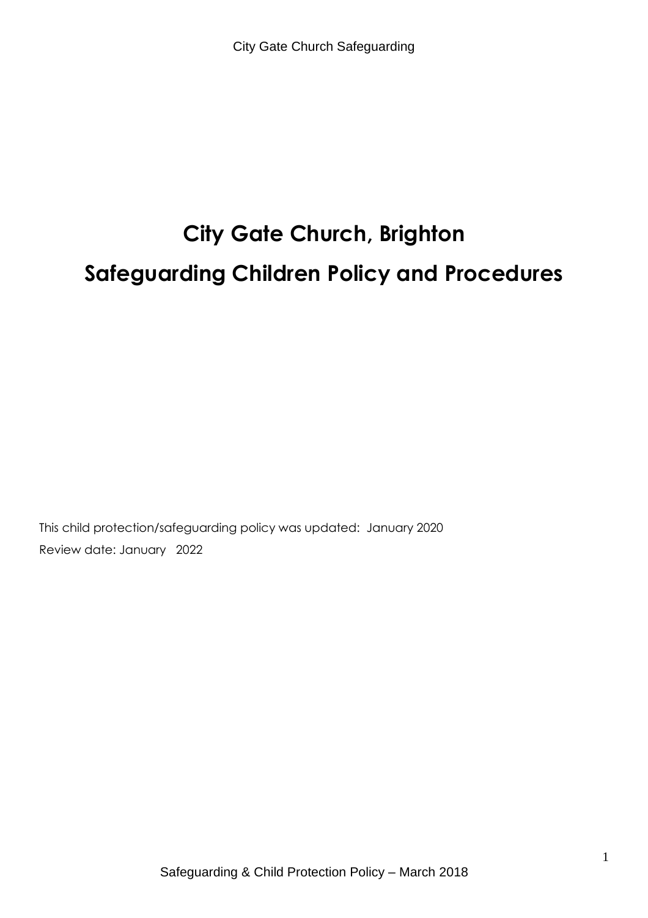# City Gate Church, Brighton

# Safeguarding Children Policy and Procedures

This child protection/safeguarding policy was updated: January 2020

Review date: January 2022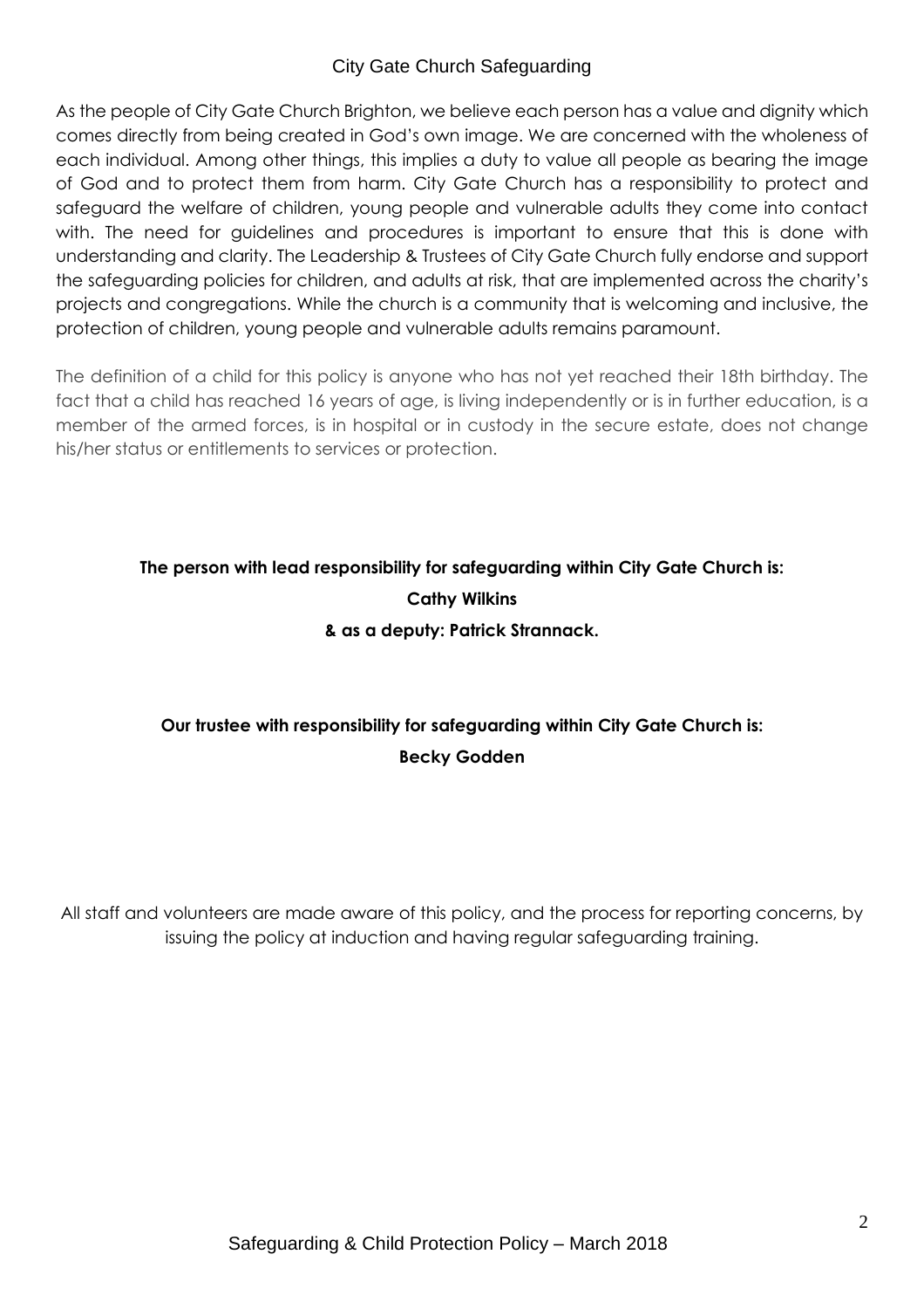# City Gate Church Safeguarding

As the people of City Gate Church Brighton, we believe each person has a value and dignity which comes directly from being created in God's own image. We are concerned with the wholeness of each individual. Among other things, this implies a duty to value all people as bearing the image of God and to protect them from harm. City Gate Church has a responsibility to protect and safeguard the welfare of children, young people and vulnerable adults they come into contact with. The need for guidelines and procedures is important to ensure that this is done with understanding and clarity. The Leadership & Trustees of City Gate Church fully endorse and support the safeguarding policies for children, and adults at risk, that are implemented across the charity's projects and congregations. While the church is a community that is welcoming and inclusive, the protection of children, young people and vulnerable adults remains paramount.

The definition of a child for this policy is anyone who has not yet reached their 18th birthday. The fact that a child has reached 16 years of age, is living independently or is in further education, is a member of the armed forces, is in hospital or in custody in the secure estate, does not change his/her status or entitlements to services or protection.

**The person with lead responsibility for safeguarding within City Gate Church is:**

**Cathy Wilkins**

**& as a deputy: Patrick Strannack.**

**Our trustee with responsibility for safeguarding within City Gate Church is:**

**Becky Godden**

All staff and volunteers are made aware of this policy, and the process for reporting concerns, by issuing the policy at induction and having regular safeguarding training.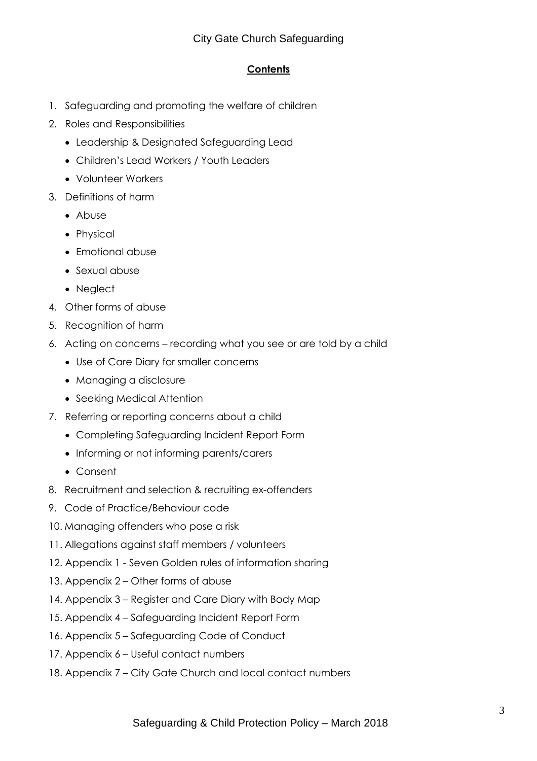## **Contents**

1. Safeguarding and promoting the welfare of children
2. Roles and Responsibilities
   - Leadership & Designated Safeguarding Lead
   - Children's Lead Workers / Youth Leaders
   - Volunteer Workers
3. Definitions of harm
   - Abuse
   - Physical
   - Emotional abuse
   - Sexual abuse
   - Neglect
4. Other forms of abuse
5. Recognition of harm
6. Acting on concerns – recording what you see or are told by a child
   - Use of Care Diary for smaller concerns
   - Managing a disclosure
   - Seeking Medical Attention
7. Referring or reporting concerns about a child
   - Completing Safeguarding Incident Report Form
   - Informing or not informing parents/carers
   - Consent
8. Recruitment and selection & recruiting ex-offenders
9. Code of Practice/Behaviour code
10. Managing offenders who pose a risk
11. Allegations against staff members / volunteers
12. Appendix 1 - Seven Golden rules of information sharing
13. Appendix 2 – Other forms of abuse
14. Appendix 3 – Register and Care Diary with Body Map
15. Appendix 4 – Safeguarding Incident Report Form
16. Appendix 5 – Safeguarding Code of Conduct
17. Appendix 6 – Useful contact numbers
18. Appendix 7 – City Gate Church and local contact numbers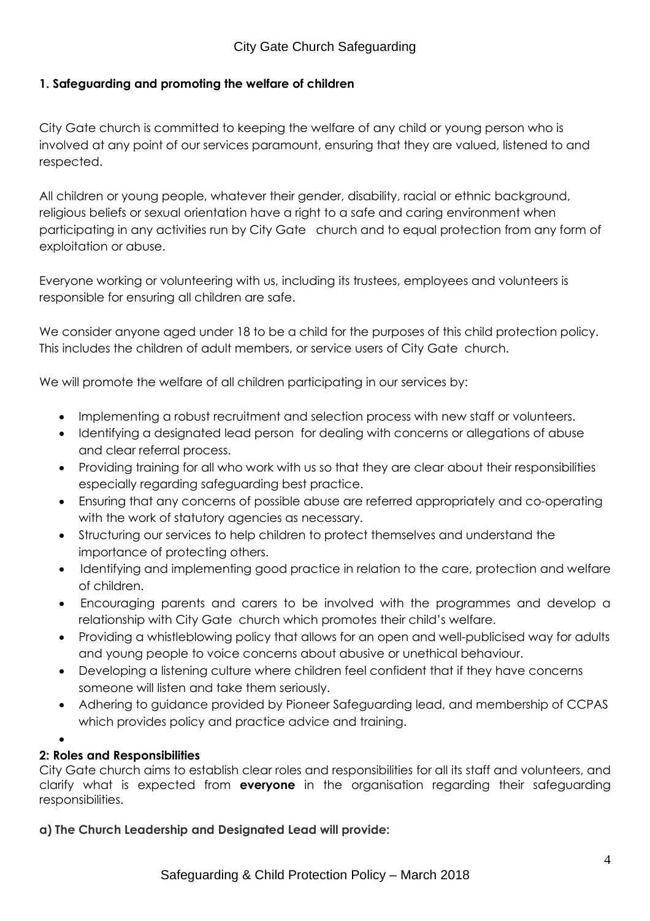## 1. Safeguarding and promoting the welfare of children

City Gate church is committed to keeping the welfare of any child or young person who is involved at any point of our services paramount, ensuring that they are valued, listened to and respected.

All children or young people, whatever their gender, disability, racial or ethnic background, religious beliefs or sexual orientation have a right to a safe and caring environment when participating in any activities run by City Gate church and to equal protection from any form of exploitation or abuse.

Everyone working or volunteering with us, including its trustees, employees and volunteers is responsible for ensuring all children are safe.

We consider anyone aged under 18 to be a child for the purposes of this child protection policy. This includes the children of adult members, or service users of City Gate church.

We will promote the welfare of all children participating in our services by:

- Implementing a robust recruitment and selection process with new staff or volunteers.
- Identifying a designated lead person for dealing with concerns or allegations of abuse and clear referral process.
- Providing training for all who work with us so that they are clear about their responsibilities especially regarding safeguarding best practice.
- Ensuring that any concerns of possible abuse are referred appropriately and co-operating with the work of statutory agencies as necessary.
- Structuring our services to help children to protect themselves and understand the importance of protecting others.
- Identifying and implementing good practice in relation to the care, protection and welfare of children.
- Encouraging parents and carers to be involved with the programmes and develop a relationship with City Gate church which promotes their child's welfare.
- Providing a whistleblowing policy that allows for an open and well-publicised way for adults and young people to voice concerns about abusive or unethical behaviour.
- Developing a listening culture where children feel confident that if they have concerns someone will listen and take them seriously.
- Adhering to guidance provided by Pioneer Safeguarding lead, and membership of CCPAS which provides policy and practice advice and training.

## 2: Roles and Responsibilities

City Gate church aims to establish clear roles and responsibilities for all its staff and volunteers, and clarify what is expected from **everyone** in the organisation regarding their safeguarding responsibilities.

**a) The Church Leadership and Designated Lead will provide:**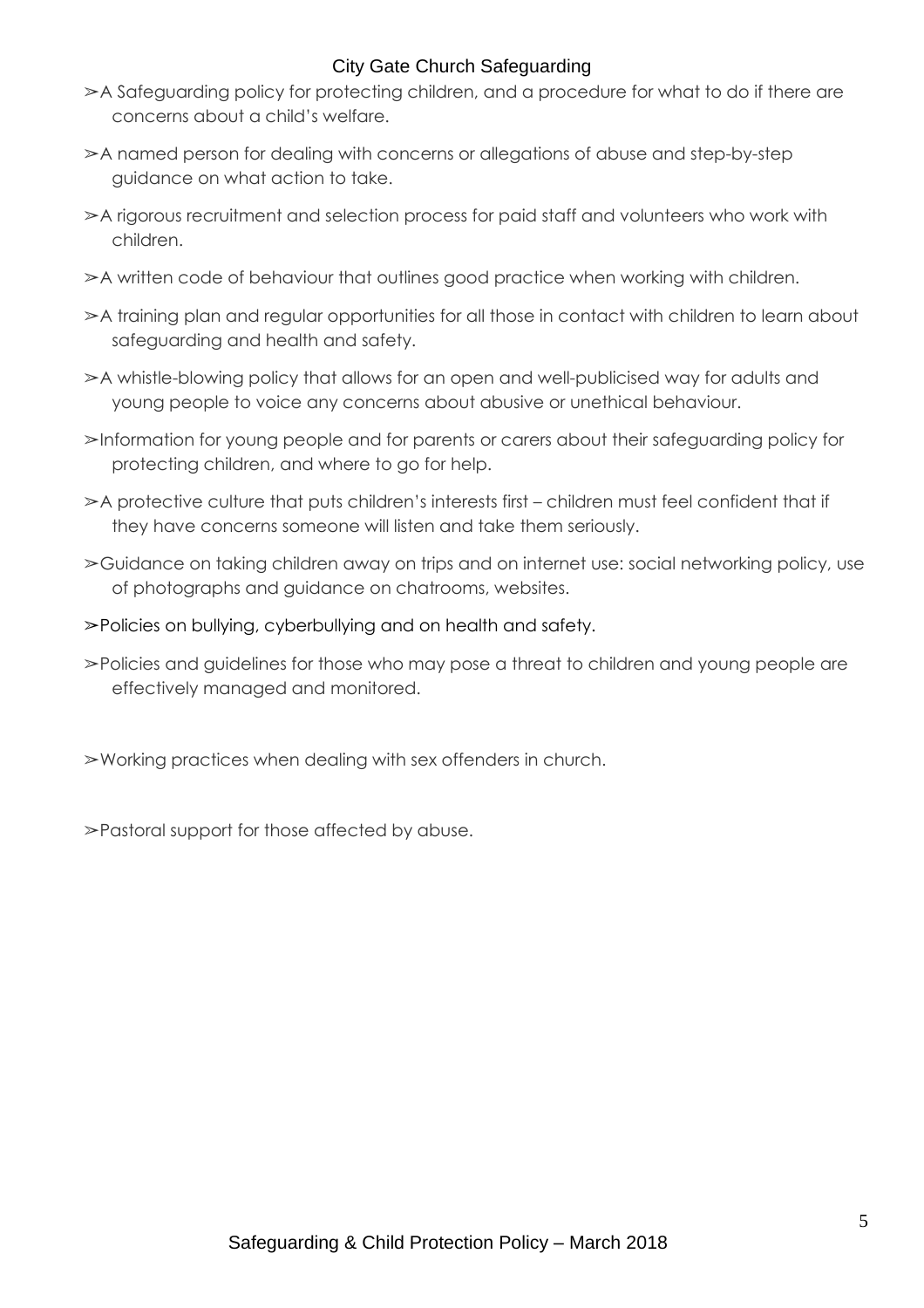- A Safeguarding policy for protecting children, and a procedure for what to do if there are concerns about a child's welfare.
- A named person for dealing with concerns or allegations of abuse and step-by-step guidance on what action to take.
- A rigorous recruitment and selection process for paid staff and volunteers who work with children.
- A written code of behaviour that outlines good practice when working with children.
- A training plan and regular opportunities for all those in contact with children to learn about safeguarding and health and safety.
- A whistle-blowing policy that allows for an open and well-publicised way for adults and young people to voice any concerns about abusive or unethical behaviour.
- Information for young people and for parents or carers about their safeguarding policy for protecting children, and where to go for help.
- A protective culture that puts children's interests first – children must feel confident that if they have concerns someone will listen and take them seriously.
- Guidance on taking children away on trips and on internet use: social networking policy, use of photographs and guidance on chatrooms, websites.
- Policies on bullying, cyberbullying and on health and safety.
- Policies and guidelines for those who may pose a threat to children and young people are effectively managed and monitored.
- Working practices when dealing with sex offenders in church.
- Pastoral support for those affected by abuse.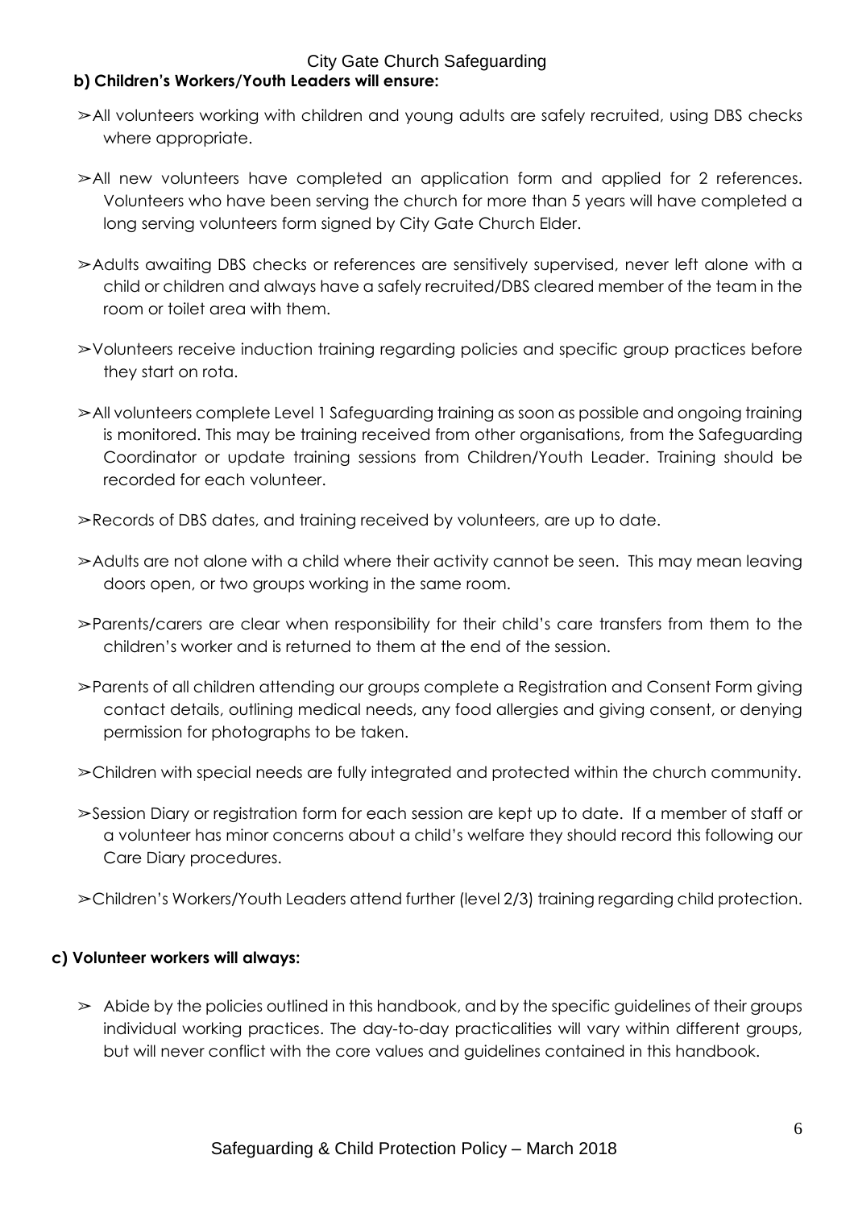**b) Children's Workers/Youth Leaders will ensure:**

➢All volunteers working with children and young adults are safely recruited, using DBS checks where appropriate.

➢All new volunteers have completed an application form and applied for 2 references. Volunteers who have been serving the church for more than 5 years will have completed a long serving volunteers form signed by City Gate Church Elder.

➢Adults awaiting DBS checks or references are sensitively supervised, never left alone with a child or children and always have a safely recruited/DBS cleared member of the team in the room or toilet area with them.

➢Volunteers receive induction training regarding policies and specific group practices before they start on rota.

➢All volunteers complete Level 1 Safeguarding training as soon as possible and ongoing training is monitored. This may be training received from other organisations, from the Safeguarding Coordinator or update training sessions from Children/Youth Leader. Training should be recorded for each volunteer.

➢Records of DBS dates, and training received by volunteers, are up to date.

➢Adults are not alone with a child where their activity cannot be seen. This may mean leaving doors open, or two groups working in the same room.

➢Parents/carers are clear when responsibility for their child's care transfers from them to the children's worker and is returned to them at the end of the session.

➢Parents of all children attending our groups complete a Registration and Consent Form giving contact details, outlining medical needs, any food allergies and giving consent, or denying permission for photographs to be taken.

➢Children with special needs are fully integrated and protected within the church community.

➢Session Diary or registration form for each session are kept up to date. If a member of staff or a volunteer has minor concerns about a child's welfare they should record this following our Care Diary procedures.

➢Children's Workers/Youth Leaders attend further (level 2/3) training regarding child protection.

**c) Volunteer workers will always:**

➢ Abide by the policies outlined in this handbook, and by the specific guidelines of their groups individual working practices. The day-to-day practicalities will vary within different groups, but will never conflict with the core values and guidelines contained in this handbook.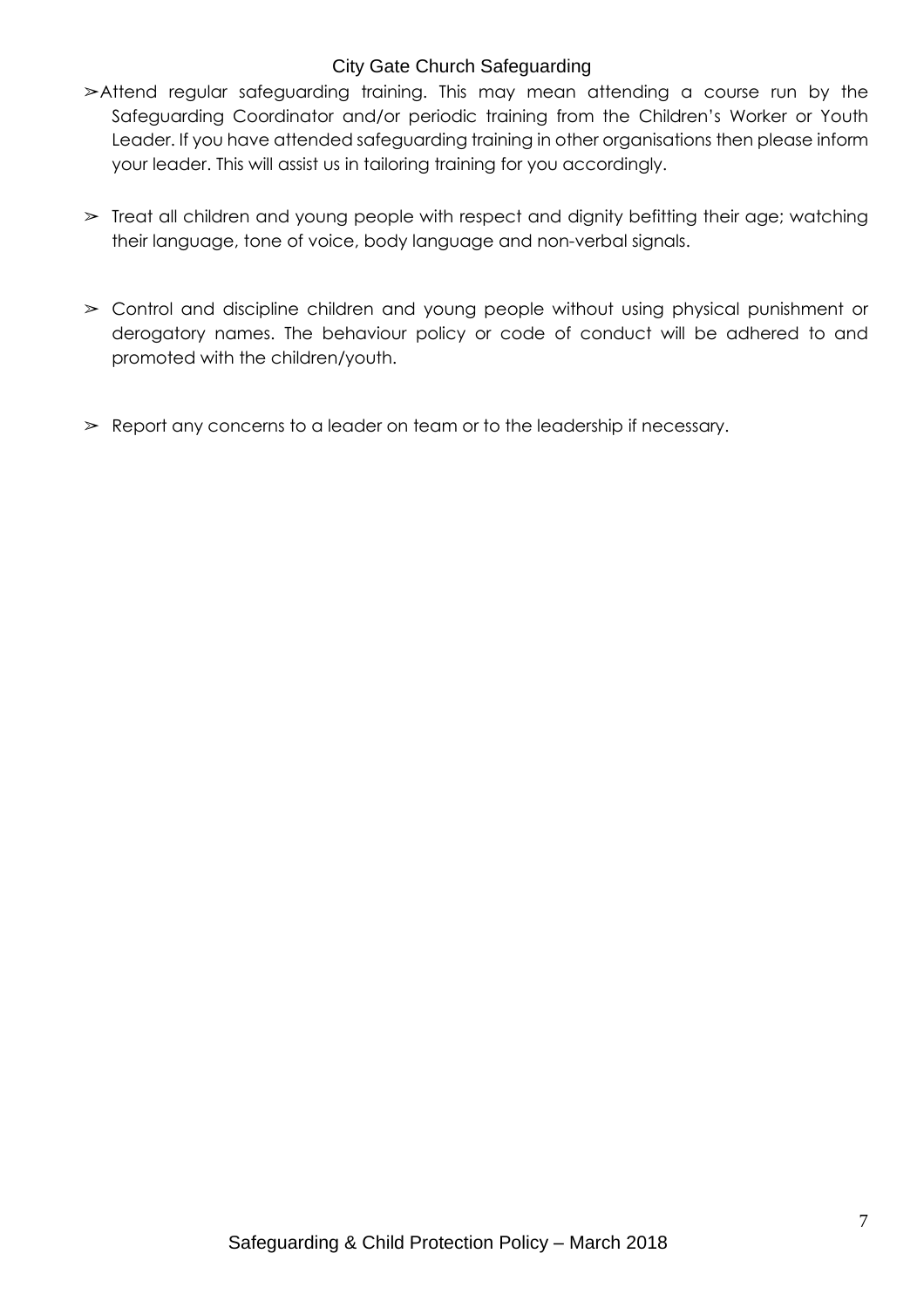- Attend regular safeguarding training. This may mean attending a course run by the Safeguarding Coordinator and/or periodic training from the Children's Worker or Youth Leader. If you have attended safeguarding training in other organisations then please inform your leader. This will assist us in tailoring training for you accordingly.

- Treat all children and young people with respect and dignity befitting their age; watching their language, tone of voice, body language and non-verbal signals.

- Control and discipline children and young people without using physical punishment or derogatory names. The behaviour policy or code of conduct will be adhered to and promoted with the children/youth.

- Report any concerns to a leader on team or to the leadership if necessary.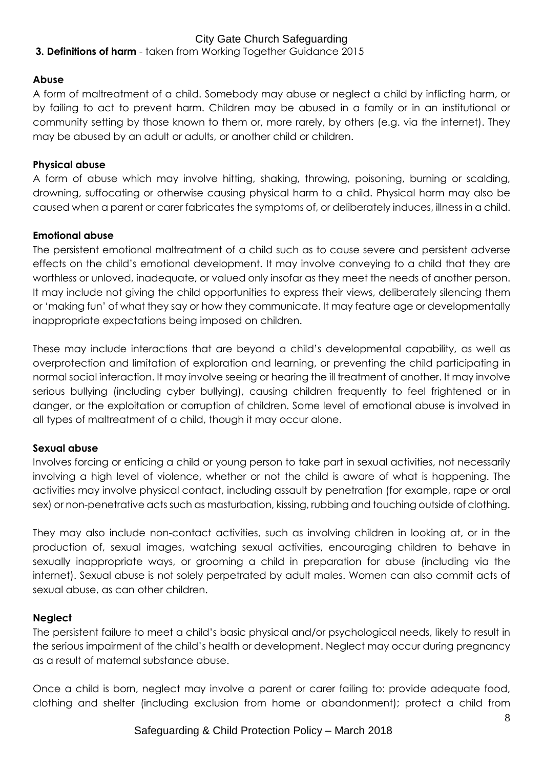**3. Definitions of harm** - taken from Working Together Guidance 2015

**Abuse**

A form of maltreatment of a child. Somebody may abuse or neglect a child by inflicting harm, or by failing to act to prevent harm. Children may be abused in a family or in an institutional or community setting by those known to them or, more rarely, by others (e.g. via the internet). They may be abused by an adult or adults, or another child or children.

**Physical abuse**

A form of abuse which may involve hitting, shaking, throwing, poisoning, burning or scalding, drowning, suffocating or otherwise causing physical harm to a child. Physical harm may also be caused when a parent or carer fabricates the symptoms of, or deliberately induces, illness in a child.

**Emotional abuse**

The persistent emotional maltreatment of a child such as to cause severe and persistent adverse effects on the child's emotional development. It may involve conveying to a child that they are worthless or unloved, inadequate, or valued only insofar as they meet the needs of another person. It may include not giving the child opportunities to express their views, deliberately silencing them or 'making fun' of what they say or how they communicate. It may feature age or developmentally inappropriate expectations being imposed on children.

These may include interactions that are beyond a child's developmental capability, as well as overprotection and limitation of exploration and learning, or preventing the child participating in normal social interaction. It may involve seeing or hearing the ill treatment of another. It may involve serious bullying (including cyber bullying), causing children frequently to feel frightened or in danger, or the exploitation or corruption of children. Some level of emotional abuse is involved in all types of maltreatment of a child, though it may occur alone.

**Sexual abuse**

Involves forcing or enticing a child or young person to take part in sexual activities, not necessarily involving a high level of violence, whether or not the child is aware of what is happening. The activities may involve physical contact, including assault by penetration (for example, rape or oral sex) or non-penetrative acts such as masturbation, kissing, rubbing and touching outside of clothing.

They may also include non-contact activities, such as involving children in looking at, or in the production of, sexual images, watching sexual activities, encouraging children to behave in sexually inappropriate ways, or grooming a child in preparation for abuse (including via the internet). Sexual abuse is not solely perpetrated by adult males. Women can also commit acts of sexual abuse, as can other children.

**Neglect**

The persistent failure to meet a child's basic physical and/or psychological needs, likely to result in the serious impairment of the child's health or development. Neglect may occur during pregnancy as a result of maternal substance abuse.

Once a child is born, neglect may involve a parent or carer failing to: provide adequate food, clothing and shelter (including exclusion from home or abandonment); protect a child from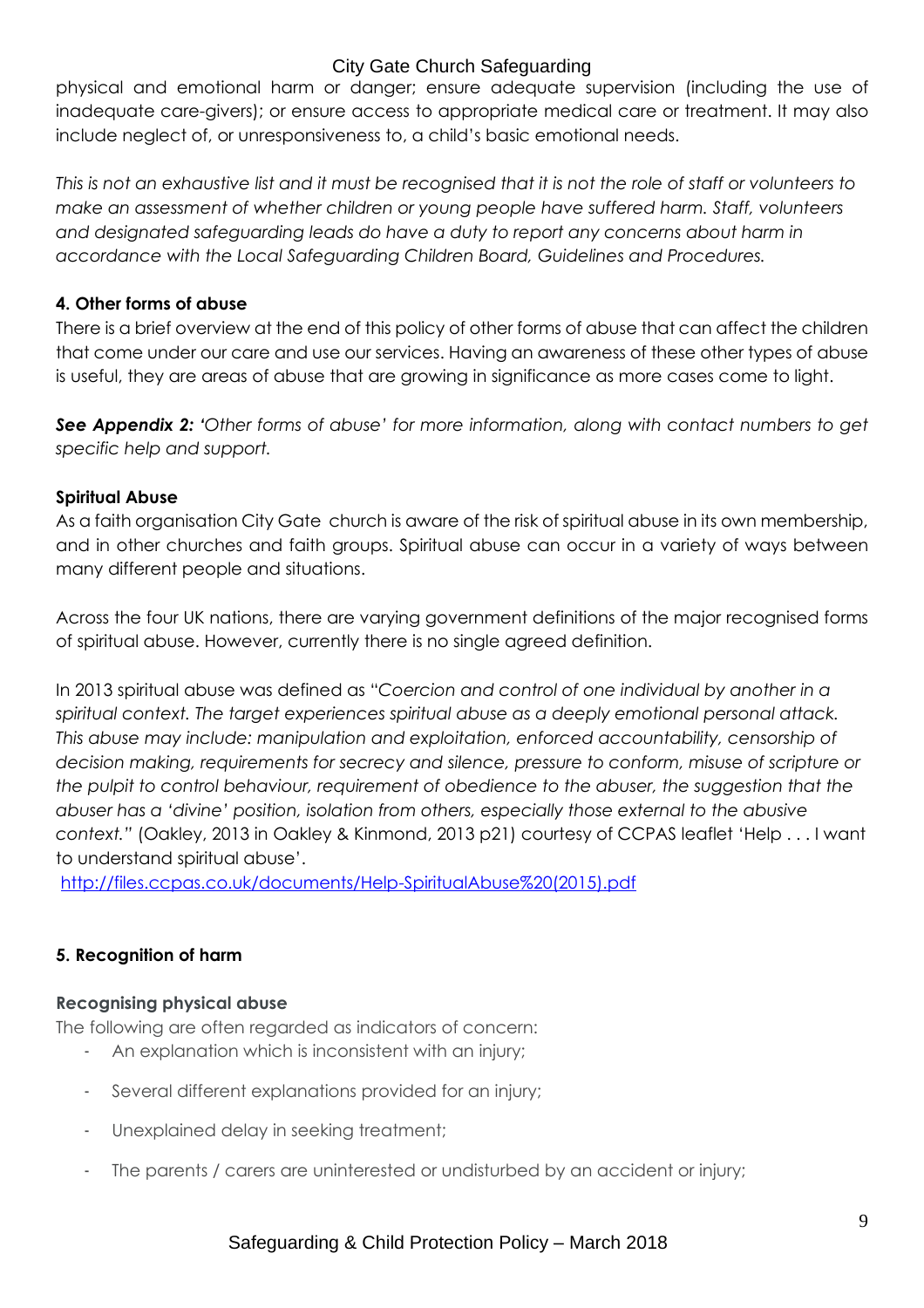physical and emotional harm or danger; ensure adequate supervision (including the use of inadequate care-givers); or ensure access to appropriate medical care or treatment. It may also include neglect of, or unresponsiveness to, a child's basic emotional needs.

*This is not an exhaustive list and it must be recognised that it is not the role of staff or volunteers to make an assessment of whether children or young people have suffered harm. Staff, volunteers and designated safeguarding leads do have a duty to report any concerns about harm in accordance with the Local Safeguarding Children Board, Guidelines and Procedures.*

### 4. Other forms of abuse

There is a brief overview at the end of this policy of other forms of abuse that can affect the children that come under our care and use our services. Having an awareness of these other types of abuse is useful, they are areas of abuse that are growing in significance as more cases come to light.

***See Appendix 2:*** *'Other forms of abuse' for more information, along with contact numbers to get specific help and support.*

### Spiritual Abuse

As a faith organisation City Gate church is aware of the risk of spiritual abuse in its own membership, and in other churches and faith groups. Spiritual abuse can occur in a variety of ways between many different people and situations.

Across the four UK nations, there are varying government definitions of the major recognised forms of spiritual abuse. However, currently there is no single agreed definition.

In 2013 spiritual abuse was defined as "*Coercion and control of one individual by another in a spiritual context. The target experiences spiritual abuse as a deeply emotional personal attack. This abuse may include: manipulation and exploitation, enforced accountability, censorship of decision making, requirements for secrecy and silence, pressure to conform, misuse of scripture or the pulpit to control behaviour, requirement of obedience to the abuser, the suggestion that the abuser has a 'divine' position, isolation from others, especially those external to the abusive context.*" (Oakley, 2013 in Oakley & Kinmond, 2013 p21) courtesy of CCPAS leaflet 'Help . . . I want to understand spiritual abuse'.

http://files.ccpas.co.uk/documents/Help-SpiritualAbuse%20(2015).pdf

### 5. Recognition of harm

#### Recognising physical abuse

The following are often regarded as indicators of concern:

- An explanation which is inconsistent with an injury;
- Several different explanations provided for an injury;
- Unexplained delay in seeking treatment;
- The parents / carers are uninterested or undisturbed by an accident or injury;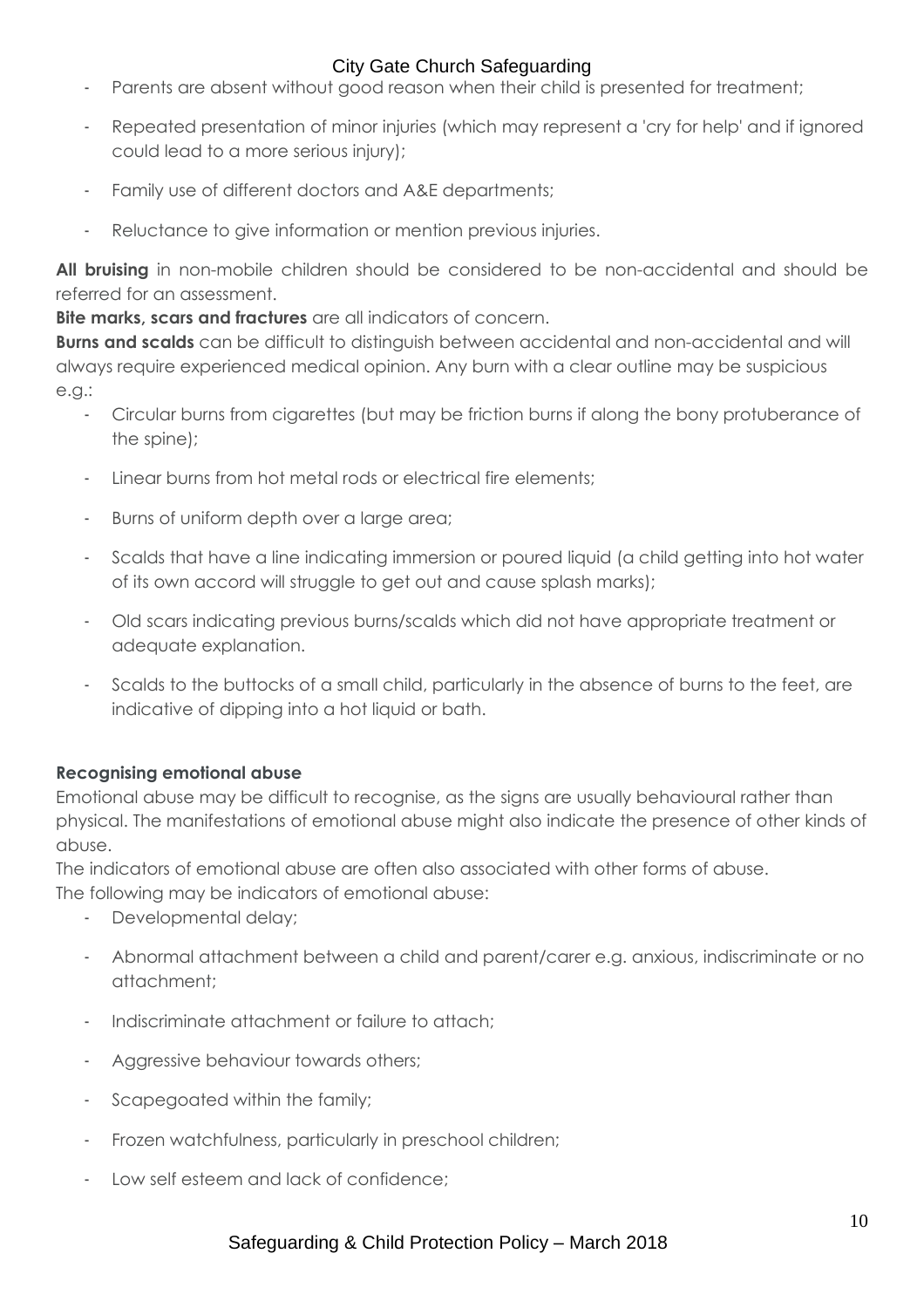- Parents are absent without good reason when their child is presented for treatment;
- Repeated presentation of minor injuries (which may represent a 'cry for help' and if ignored could lead to a more serious injury);
- Family use of different doctors and A&E departments;
- Reluctance to give information or mention previous injuries.

**All bruising** in non-mobile children should be considered to be non-accidental and should be referred for an assessment.

**Bite marks, scars and fractures** are all indicators of concern.

**Burns and scalds** can be difficult to distinguish between accidental and non-accidental and will always require experienced medical opinion. Any burn with a clear outline may be suspicious e.g.:

- Circular burns from cigarettes (but may be friction burns if along the bony protuberance of the spine);
- Linear burns from hot metal rods or electrical fire elements;
- Burns of uniform depth over a large area;
- Scalds that have a line indicating immersion or poured liquid (a child getting into hot water of its own accord will struggle to get out and cause splash marks);
- Old scars indicating previous burns/scalds which did not have appropriate treatment or adequate explanation.
- Scalds to the buttocks of a small child, particularly in the absence of burns to the feet, are indicative of dipping into a hot liquid or bath.

**Recognising emotional abuse**

Emotional abuse may be difficult to recognise, as the signs are usually behavioural rather than physical. The manifestations of emotional abuse might also indicate the presence of other kinds of abuse.

The indicators of emotional abuse are often also associated with other forms of abuse.

The following may be indicators of emotional abuse:

- Developmental delay;
- Abnormal attachment between a child and parent/carer e.g. anxious, indiscriminate or no attachment;
- Indiscriminate attachment or failure to attach;
- Aggressive behaviour towards others;
- Scapegoated within the family;
- Frozen watchfulness, particularly in preschool children;
- Low self esteem and lack of confidence;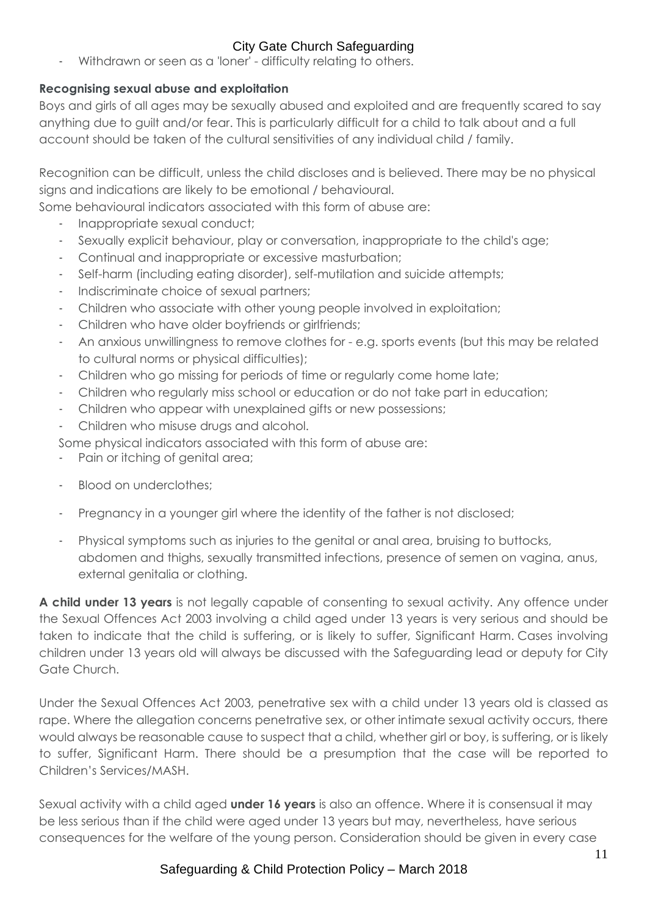- Withdrawn or seen as a 'loner' - difficulty relating to others.

**Recognising sexual abuse and exploitation**

Boys and girls of all ages may be sexually abused and exploited and are frequently scared to say anything due to guilt and/or fear. This is particularly difficult for a child to talk about and a full account should be taken of the cultural sensitivities of any individual child / family.

Recognition can be difficult, unless the child discloses and is believed. There may be no physical signs and indications are likely to be emotional / behavioural.

Some behavioural indicators associated with this form of abuse are:

- Inappropriate sexual conduct;
- Sexually explicit behaviour, play or conversation, inappropriate to the child's age;
- Continual and inappropriate or excessive masturbation;
- Self-harm (including eating disorder), self-mutilation and suicide attempts;
- Indiscriminate choice of sexual partners;
- Children who associate with other young people involved in exploitation;
- Children who have older boyfriends or girlfriends;
- An anxious unwillingness to remove clothes for - e.g. sports events (but this may be related to cultural norms or physical difficulties);
- Children who go missing for periods of time or regularly come home late;
- Children who regularly miss school or education or do not take part in education;
- Children who appear with unexplained gifts or new possessions;
- Children who misuse drugs and alcohol.

Some physical indicators associated with this form of abuse are:

- Pain or itching of genital area;
- Blood on underclothes;
- Pregnancy in a younger girl where the identity of the father is not disclosed;
- Physical symptoms such as injuries to the genital or anal area, bruising to buttocks, abdomen and thighs, sexually transmitted infections, presence of semen on vagina, anus, external genitalia or clothing.

**A child under 13 years** is not legally capable of consenting to sexual activity. Any offence under the Sexual Offences Act 2003 involving a child aged under 13 years is very serious and should be taken to indicate that the child is suffering, or is likely to suffer, Significant Harm. Cases involving children under 13 years old will always be discussed with the Safeguarding lead or deputy for City Gate Church.

Under the Sexual Offences Act 2003, penetrative sex with a child under 13 years old is classed as rape. Where the allegation concerns penetrative sex, or other intimate sexual activity occurs, there would always be reasonable cause to suspect that a child, whether girl or boy, is suffering, or is likely to suffer, Significant Harm. There should be a presumption that the case will be reported to Children's Services/MASH.

Sexual activity with a child aged **under 16 years** is also an offence. Where it is consensual it may be less serious than if the child were aged under 13 years but may, nevertheless, have serious consequences for the welfare of the young person. Consideration should be given in every case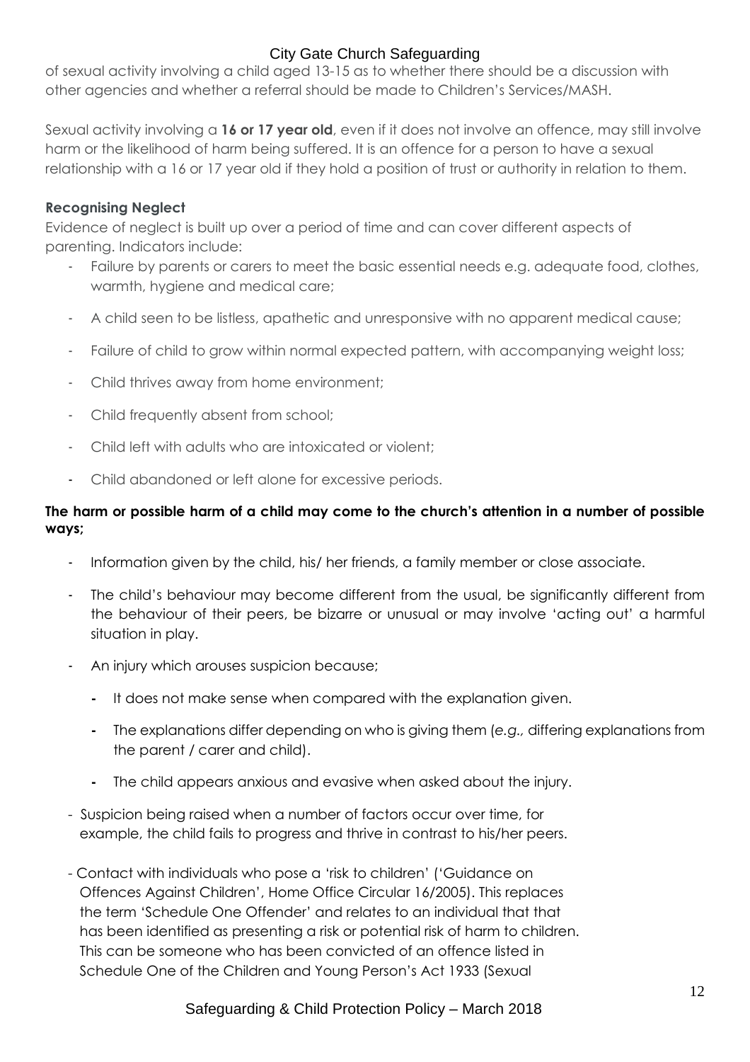of sexual activity involving a child aged 13-15 as to whether there should be a discussion with other agencies and whether a referral should be made to Children's Services/MASH.

Sexual activity involving a **16 or 17 year old**, even if it does not involve an offence, may still involve harm or the likelihood of harm being suffered. It is an offence for a person to have a sexual relationship with a 16 or 17 year old if they hold a position of trust or authority in relation to them.

**Recognising Neglect**

Evidence of neglect is built up over a period of time and can cover different aspects of parenting. Indicators include:

- Failure by parents or carers to meet the basic essential needs e.g. adequate food, clothes, warmth, hygiene and medical care;
- A child seen to be listless, apathetic and unresponsive with no apparent medical cause;
- Failure of child to grow within normal expected pattern, with accompanying weight loss;
- Child thrives away from home environment;
- Child frequently absent from school;
- Child left with adults who are intoxicated or violent;
- Child abandoned or left alone for excessive periods.

**The harm or possible harm of a child may come to the church's attention in a number of possible ways;**

- Information given by the child, his/ her friends, a family member or close associate.
- The child's behaviour may become different from the usual, be significantly different from the behaviour of their peers, be bizarre or unusual or may involve 'acting out' a harmful situation in play.
- An injury which arouses suspicion because;
  - It does not make sense when compared with the explanation given.
  - The explanations differ depending on who is giving them (*e.g.,* differing explanations from the parent / carer and child).
  - The child appears anxious and evasive when asked about the injury.
- Suspicion being raised when a number of factors occur over time, for example, the child fails to progress and thrive in contrast to his/her peers.
- Contact with individuals who pose a 'risk to children' ('Guidance on Offences Against Children', Home Office Circular 16/2005). This replaces the term 'Schedule One Offender' and relates to an individual that that has been identified as presenting a risk or potential risk of harm to children. This can be someone who has been convicted of an offence listed in Schedule One of the Children and Young Person's Act 1933 (Sexual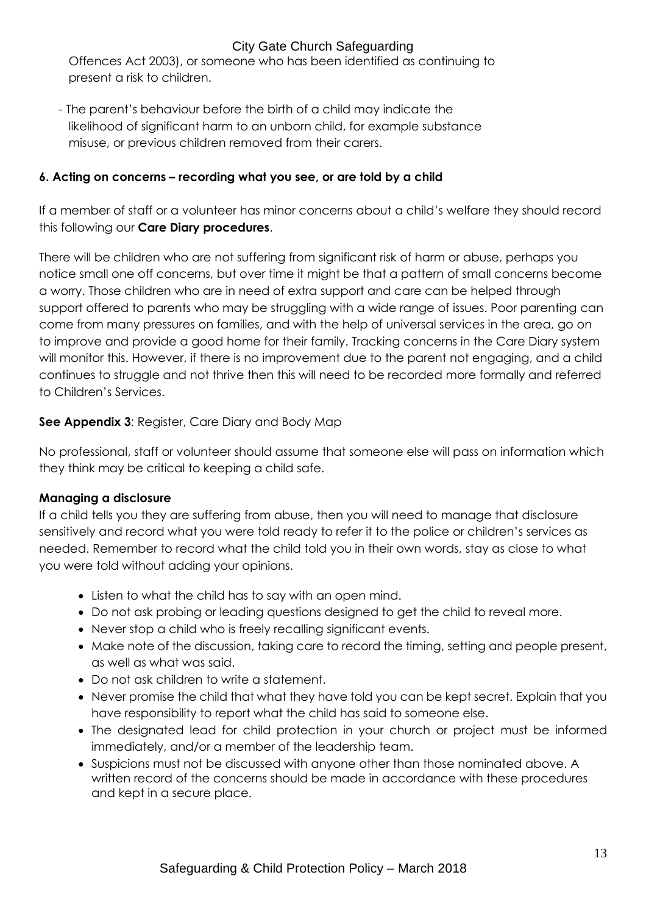Offences Act 2003), or someone who has been identified as continuing to present a risk to children.

- The parent's behaviour before the birth of a child may indicate the likelihood of significant harm to an unborn child, for example substance misuse, or previous children removed from their carers.

### 6. Acting on concerns – recording what you see, or are told by a child

If a member of staff or a volunteer has minor concerns about a child's welfare they should record this following our **Care Diary procedures**.

There will be children who are not suffering from significant risk of harm or abuse, perhaps you notice small one off concerns, but over time it might be that a pattern of small concerns become a worry. Those children who are in need of extra support and care can be helped through support offered to parents who may be struggling with a wide range of issues. Poor parenting can come from many pressures on families, and with the help of universal services in the area, go on to improve and provide a good home for their family. Tracking concerns in the Care Diary system will monitor this. However, if there is no improvement due to the parent not engaging, and a child continues to struggle and not thrive then this will need to be recorded more formally and referred to Children's Services.

**See Appendix 3**: Register, Care Diary and Body Map

No professional, staff or volunteer should assume that someone else will pass on information which they think may be critical to keeping a child safe.

**Managing a disclosure**

If a child tells you they are suffering from abuse, then you will need to manage that disclosure sensitively and record what you were told ready to refer it to the police or children's services as needed. Remember to record what the child told you in their own words, stay as close to what you were told without adding your opinions.

- Listen to what the child has to say with an open mind.
- Do not ask probing or leading questions designed to get the child to reveal more.
- Never stop a child who is freely recalling significant events.
- Make note of the discussion, taking care to record the timing, setting and people present, as well as what was said.
- Do not ask children to write a statement.
- Never promise the child that what they have told you can be kept secret. Explain that you have responsibility to report what the child has said to someone else.
- The designated lead for child protection in your church or project must be informed immediately, and/or a member of the leadership team.
- Suspicions must not be discussed with anyone other than those nominated above. A written record of the concerns should be made in accordance with these procedures and kept in a secure place.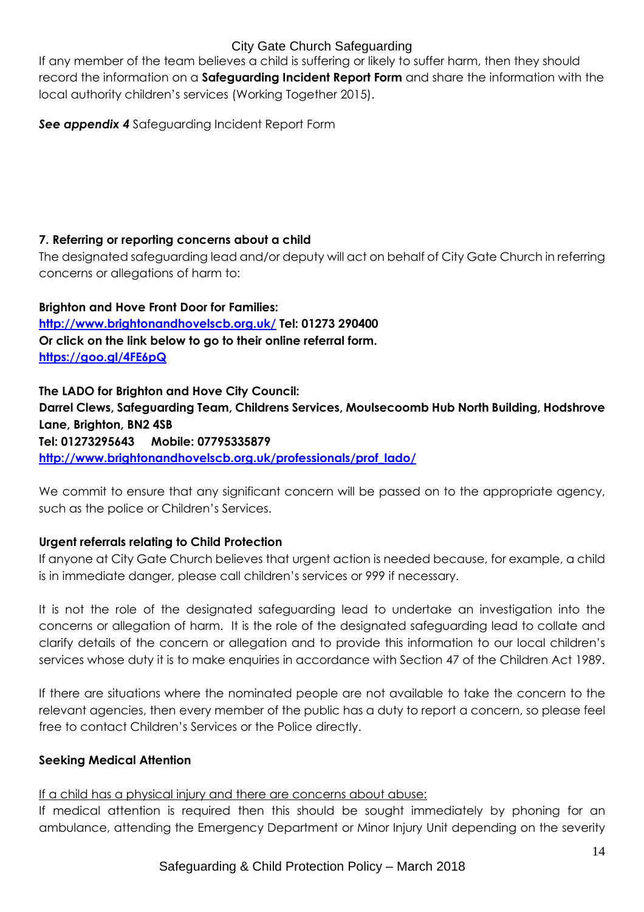If any member of the team believes a child is suffering or likely to suffer harm, then they should record the information on a **Safeguarding Incident Report Form** and share the information with the local authority children's services (Working Together 2015).

***See appendix 4*** Safeguarding Incident Report Form

## 7. Referring or reporting concerns about a child

The designated safeguarding lead and/or deputy will act on behalf of City Gate Church in referring concerns or allegations of harm to:

**Brighton and Hove Front Door for Families:**
**http://www.brightonandhovelscb.org.uk/ Tel: 01273 290400**
**Or click on the link below to go to their online referral form.**
**https://goo.gl/4FE6pQ**

**The LADO for Brighton and Hove City Council:**
**Darrel Clews, Safeguarding Team, Childrens Services, Moulsecoomb Hub North Building, Hodshrove Lane, Brighton, BN2 4SB**
**Tel: 01273295643 Mobile: 07795335879**
**http://www.brightonandhovelscb.org.uk/professionals/prof_lado/**

We commit to ensure that any significant concern will be passed on to the appropriate agency, such as the police or Children's Services.

### Urgent referrals relating to Child Protection

If anyone at City Gate Church believes that urgent action is needed because, for example, a child is in immediate danger, please call children's services or 999 if necessary.

It is not the role of the designated safeguarding lead to undertake an investigation into the concerns or allegation of harm. It is the role of the designated safeguarding lead to collate and clarify details of the concern or allegation and to provide this information to our local children's services whose duty it is to make enquiries in accordance with Section 47 of the Children Act 1989.

If there are situations where the nominated people are not available to take the concern to the relevant agencies, then every member of the public has a duty to report a concern, so please feel free to contact Children's Services or the Police directly.

### Seeking Medical Attention

If a child has a physical injury and there are concerns about abuse:

If medical attention is required then this should be sought immediately by phoning for an ambulance, attending the Emergency Department or Minor Injury Unit depending on the severity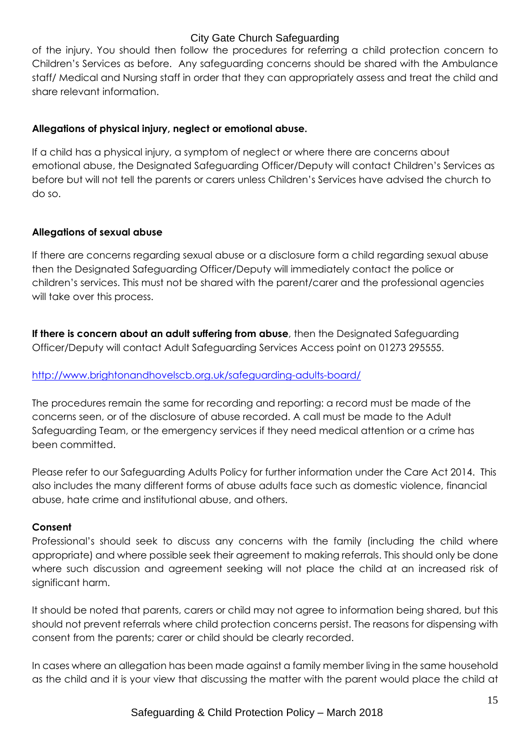of the injury. You should then follow the procedures for referring a child protection concern to Children's Services as before. Any safeguarding concerns should be shared with the Ambulance staff/ Medical and Nursing staff in order that they can appropriately assess and treat the child and share relevant information.

**Allegations of physical injury, neglect or emotional abuse.**

If a child has a physical injury, a symptom of neglect or where there are concerns about emotional abuse, the Designated Safeguarding Officer/Deputy will contact Children's Services as before but will not tell the parents or carers unless Children's Services have advised the church to do so.

**Allegations of sexual abuse**

If there are concerns regarding sexual abuse or a disclosure form a child regarding sexual abuse then the Designated Safeguarding Officer/Deputy will immediately contact the police or children's services. This must not be shared with the parent/carer and the professional agencies will take over this process.

**If there is concern about an adult suffering from abuse**, then the Designated Safeguarding Officer/Deputy will contact Adult Safeguarding Services Access point on 01273 295555.

[http://www.brightonandhovelscb.org.uk/safeguarding-adults-board/](http://www.brightonandhovelscb.org.uk/safeguarding-adults-board/)

The procedures remain the same for recording and reporting: a record must be made of the concerns seen, or of the disclosure of abuse recorded. A call must be made to the Adult Safeguarding Team, or the emergency services if they need medical attention or a crime has been committed.

Please refer to our Safeguarding Adults Policy for further information under the Care Act 2014. This also includes the many different forms of abuse adults face such as domestic violence, financial abuse, hate crime and institutional abuse, and others.

**Consent**

Professional's should seek to discuss any concerns with the family (including the child where appropriate) and where possible seek their agreement to making referrals. This should only be done where such discussion and agreement seeking will not place the child at an increased risk of significant harm.

It should be noted that parents, carers or child may not agree to information being shared, but this should not prevent referrals where child protection concerns persist. The reasons for dispensing with consent from the parents; carer or child should be clearly recorded.

In cases where an allegation has been made against a family member living in the same household as the child and it is your view that discussing the matter with the parent would place the child at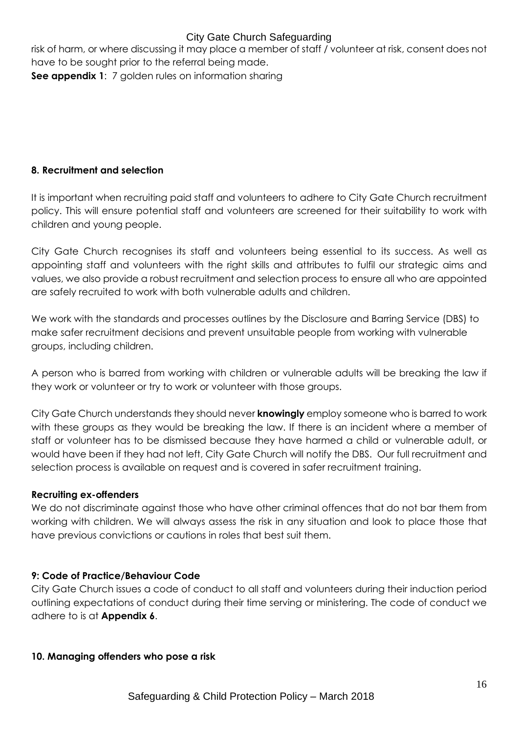risk of harm, or where discussing it may place a member of staff / volunteer at risk, consent does not have to be sought prior to the referral being made.

**See appendix 1**: 7 golden rules on information sharing

## 8. Recruitment and selection

It is important when recruiting paid staff and volunteers to adhere to City Gate Church recruitment policy. This will ensure potential staff and volunteers are screened for their suitability to work with children and young people.

City Gate Church recognises its staff and volunteers being essential to its success. As well as appointing staff and volunteers with the right skills and attributes to fulfil our strategic aims and values, we also provide a robust recruitment and selection process to ensure all who are appointed are safely recruited to work with both vulnerable adults and children.

We work with the standards and processes outlines by the Disclosure and Barring Service (DBS) to make safer recruitment decisions and prevent unsuitable people from working with vulnerable groups, including children.

A person who is barred from working with children or vulnerable adults will be breaking the law if they work or volunteer or try to work or volunteer with those groups.

City Gate Church understands they should never **knowingly** employ someone who is barred to work with these groups as they would be breaking the law. If there is an incident where a member of staff or volunteer has to be dismissed because they have harmed a child or vulnerable adult, or would have been if they had not left, City Gate Church will notify the DBS. Our full recruitment and selection process is available on request and is covered in safer recruitment training.

### Recruiting ex-offenders

We do not discriminate against those who have other criminal offences that do not bar them from working with children. We will always assess the risk in any situation and look to place those that have previous convictions or cautions in roles that best suit them.

## 9: Code of Practice/Behaviour Code

City Gate Church issues a code of conduct to all staff and volunteers during their induction period outlining expectations of conduct during their time serving or ministering. The code of conduct we adhere to is at **Appendix 6**.

## 10. Managing offenders who pose a risk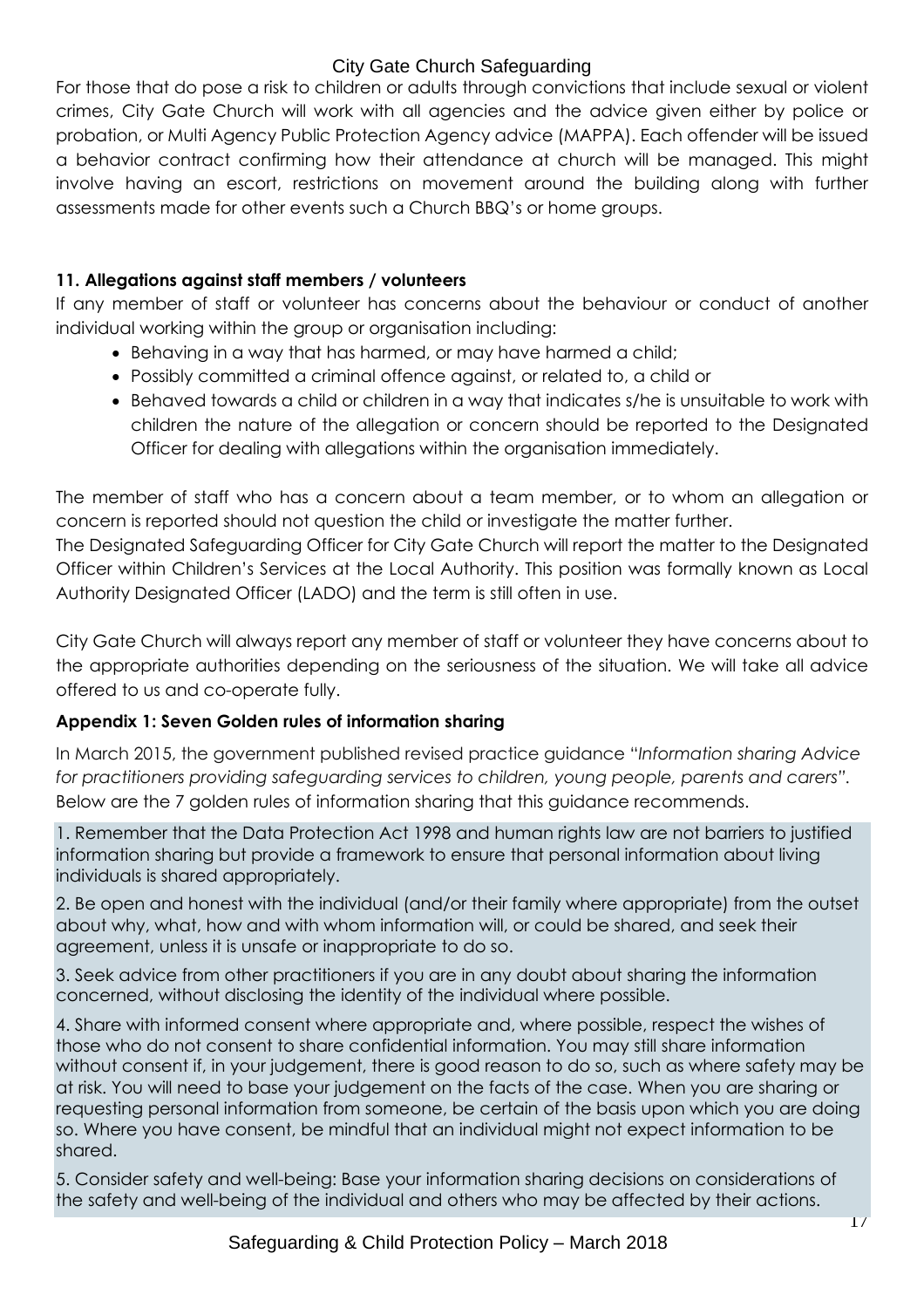For those that do pose a risk to children or adults through convictions that include sexual or violent crimes, City Gate Church will work with all agencies and the advice given either by police or probation, or Multi Agency Public Protection Agency advice (MAPPA). Each offender will be issued a behavior contract confirming how their attendance at church will be managed. This might involve having an escort, restrictions on movement around the building along with further assessments made for other events such a Church BBQ's or home groups.

### 11. Allegations against staff members / volunteers

If any member of staff or volunteer has concerns about the behaviour or conduct of another individual working within the group or organisation including:

- Behaving in a way that has harmed, or may have harmed a child;
- Possibly committed a criminal offence against, or related to, a child or
- Behaved towards a child or children in a way that indicates s/he is unsuitable to work with children the nature of the allegation or concern should be reported to the Designated Officer for dealing with allegations within the organisation immediately.

The member of staff who has a concern about a team member, or to whom an allegation or concern is reported should not question the child or investigate the matter further.
The Designated Safeguarding Officer for City Gate Church will report the matter to the Designated Officer within Children's Services at the Local Authority. This position was formally known as Local Authority Designated Officer (LADO) and the term is still often in use.

City Gate Church will always report any member of staff or volunteer they have concerns about to the appropriate authorities depending on the seriousness of the situation. We will take all advice offered to us and co-operate fully.

### Appendix 1: Seven Golden rules of information sharing

In March 2015, the government published revised practice guidance "*Information sharing Advice for practitioners providing safeguarding services to children, young people, parents and carers*". Below are the 7 golden rules of information sharing that this guidance recommends.

1. Remember that the Data Protection Act 1998 and human rights law are not barriers to justified information sharing but provide a framework to ensure that personal information about living individuals is shared appropriately.

2. Be open and honest with the individual (and/or their family where appropriate) from the outset about why, what, how and with whom information will, or could be shared, and seek their agreement, unless it is unsafe or inappropriate to do so.

3. Seek advice from other practitioners if you are in any doubt about sharing the information concerned, without disclosing the identity of the individual where possible.

4. Share with informed consent where appropriate and, where possible, respect the wishes of those who do not consent to share confidential information. You may still share information without consent if, in your judgement, there is good reason to do so, such as where safety may be at risk. You will need to base your judgement on the facts of the case. When you are sharing or requesting personal information from someone, be certain of the basis upon which you are doing so. Where you have consent, be mindful that an individual might not expect information to be shared.

5. Consider safety and well-being: Base your information sharing decisions on considerations of the safety and well-being of the individual and others who may be affected by their actions.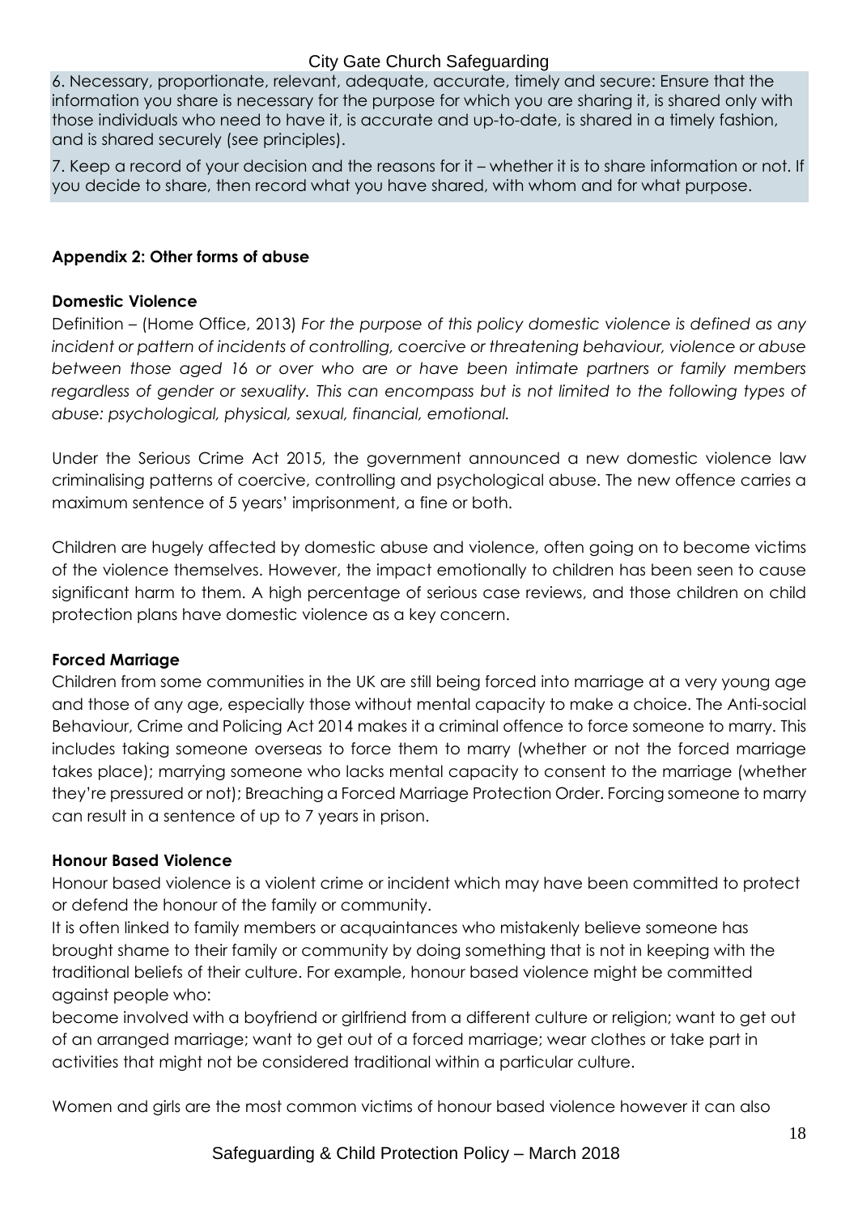6. Necessary, proportionate, relevant, adequate, accurate, timely and secure: Ensure that the information you share is necessary for the purpose for which you are sharing it, is shared only with those individuals who need to have it, is accurate and up-to-date, is shared in a timely fashion, and is shared securely (see principles).

7. Keep a record of your decision and the reasons for it – whether it is to share information or not. If you decide to share, then record what you have shared, with whom and for what purpose.

## Appendix 2: Other forms of abuse

### Domestic Violence

Definition – (Home Office, 2013) *For the purpose of this policy domestic violence is defined as any incident or pattern of incidents of controlling, coercive or threatening behaviour, violence or abuse between those aged 16 or over who are or have been intimate partners or family members regardless of gender or sexuality. This can encompass but is not limited to the following types of abuse: psychological, physical, sexual, financial, emotional.*

Under the Serious Crime Act 2015, the government announced a new domestic violence law criminalising patterns of coercive, controlling and psychological abuse. The new offence carries a maximum sentence of 5 years' imprisonment, a fine or both.

Children are hugely affected by domestic abuse and violence, often going on to become victims of the violence themselves. However, the impact emotionally to children has been seen to cause significant harm to them. A high percentage of serious case reviews, and those children on child protection plans have domestic violence as a key concern.

### Forced Marriage

Children from some communities in the UK are still being forced into marriage at a very young age and those of any age, especially those without mental capacity to make a choice. The Anti-social Behaviour, Crime and Policing Act 2014 makes it a criminal offence to force someone to marry. This includes taking someone overseas to force them to marry (whether or not the forced marriage takes place); marrying someone who lacks mental capacity to consent to the marriage (whether they're pressured or not); Breaching a Forced Marriage Protection Order. Forcing someone to marry can result in a sentence of up to 7 years in prison.

### Honour Based Violence

Honour based violence is a violent crime or incident which may have been committed to protect or defend the honour of the family or community.

It is often linked to family members or acquaintances who mistakenly believe someone has brought shame to their family or community by doing something that is not in keeping with the traditional beliefs of their culture. For example, honour based violence might be committed against people who:

become involved with a boyfriend or girlfriend from a different culture or religion; want to get out of an arranged marriage; want to get out of a forced marriage; wear clothes or take part in activities that might not be considered traditional within a particular culture.

Women and girls are the most common victims of honour based violence however it can also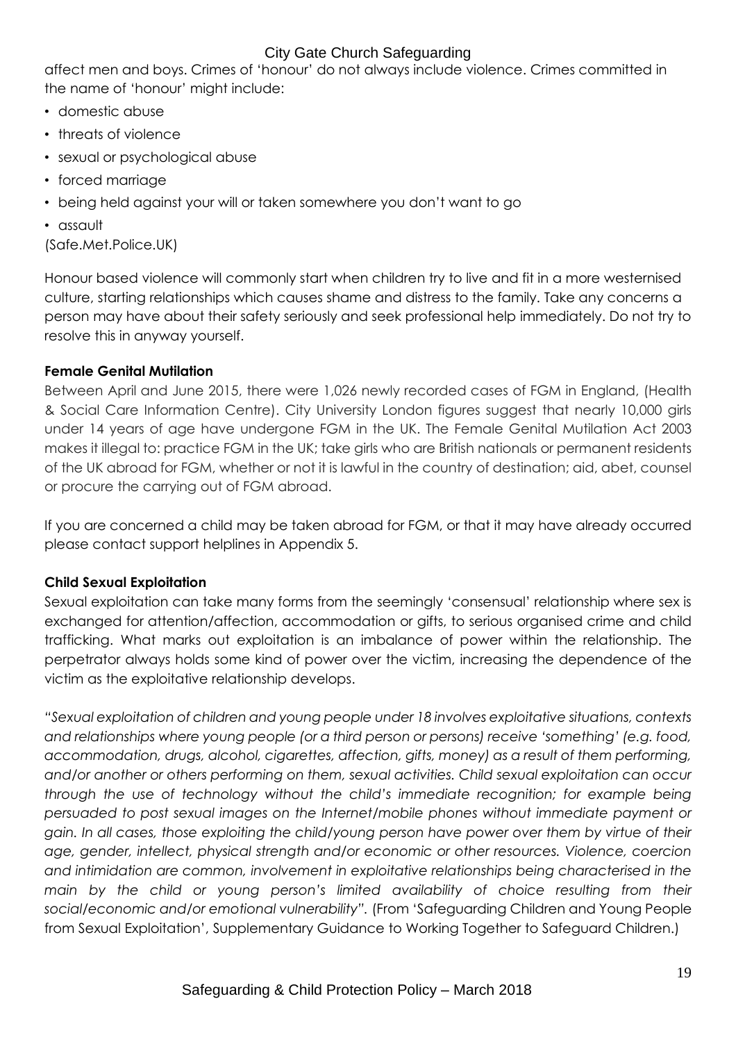affect men and boys. Crimes of 'honour' do not always include violence. Crimes committed in the name of 'honour' might include:

- domestic abuse
- threats of violence
- sexual or psychological abuse
- forced marriage
- being held against your will or taken somewhere you don't want to go
- assault

(Safe.Met.Police.UK)

Honour based violence will commonly start when children try to live and fit in a more westernised culture, starting relationships which causes shame and distress to the family. Take any concerns a person may have about their safety seriously and seek professional help immediately. Do not try to resolve this in anyway yourself.

**Female Genital Mutilation**

Between April and June 2015, there were 1,026 newly recorded cases of FGM in England, (Health & Social Care Information Centre). City University London figures suggest that nearly 10,000 girls under 14 years of age have undergone FGM in the UK. The Female Genital Mutilation Act 2003 makes it illegal to: practice FGM in the UK; take girls who are British nationals or permanent residents of the UK abroad for FGM, whether or not it is lawful in the country of destination; aid, abet, counsel or procure the carrying out of FGM abroad.

If you are concerned a child may be taken abroad for FGM, or that it may have already occurred please contact support helplines in Appendix 5.

**Child Sexual Exploitation**

Sexual exploitation can take many forms from the seemingly 'consensual' relationship where sex is exchanged for attention/affection, accommodation or gifts, to serious organised crime and child trafficking. What marks out exploitation is an imbalance of power within the relationship. The perpetrator always holds some kind of power over the victim, increasing the dependence of the victim as the exploitative relationship develops.

*"Sexual exploitation of children and young people under 18 involves exploitative situations, contexts and relationships where young people (or a third person or persons) receive 'something' (e.g. food, accommodation, drugs, alcohol, cigarettes, affection, gifts, money) as a result of them performing, and/or another or others performing on them, sexual activities. Child sexual exploitation can occur through the use of technology without the child's immediate recognition; for example being persuaded to post sexual images on the Internet/mobile phones without immediate payment or gain. In all cases, those exploiting the child/young person have power over them by virtue of their age, gender, intellect, physical strength and/or economic or other resources. Violence, coercion and intimidation are common, involvement in exploitative relationships being characterised in the main by the child or young person's limited availability of choice resulting from their social/economic and/or emotional vulnerability".* (From 'Safeguarding Children and Young People from Sexual Exploitation', Supplementary Guidance to Working Together to Safeguard Children.)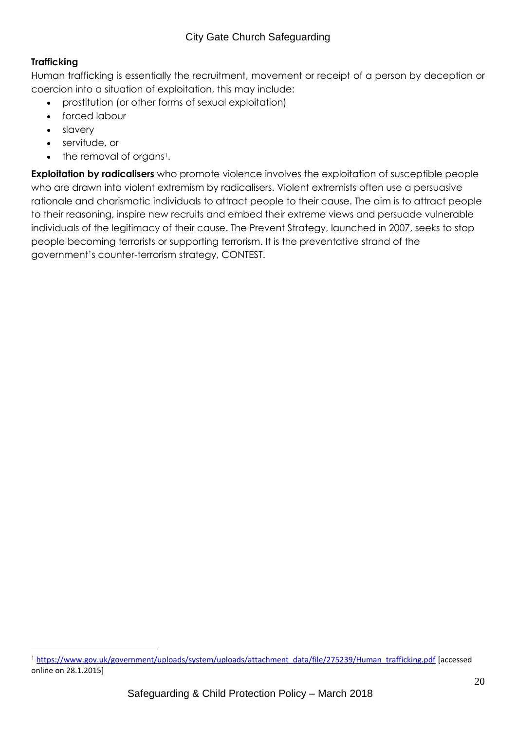**Trafficking**

Human trafficking is essentially the recruitment, movement or receipt of a person by deception or coercion into a situation of exploitation, this may include:

- prostitution (or other forms of sexual exploitation)
- forced labour
- slavery
- servitude, or
- the removal of organs[1].

**Exploitation by radicalisers** who promote violence involves the exploitation of susceptible people who are drawn into violent extremism by radicalisers. Violent extremists often use a persuasive rationale and charismatic individuals to attract people to their cause. The aim is to attract people to their reasoning, inspire new recruits and embed their extreme views and persuade vulnerable individuals of the legitimacy of their cause. The Prevent Strategy, launched in 2007, seeks to stop people becoming terrorists or supporting terrorism. It is the preventative strand of the government's counter-terrorism strategy, CONTEST.

---

[1] https://www.gov.uk/government/uploads/system/uploads/attachment_data/file/275239/Human_trafficking.pdf [accessed online on 28.1.2015]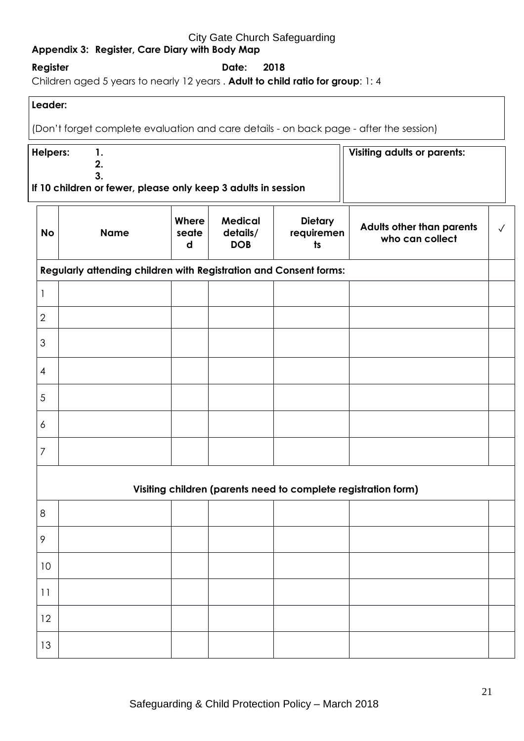**Appendix 3: Register, Care Diary with Body Map**

**Register** **Date: 2018**

Children aged 5 years to nearly 12 years . **Adult to child ratio for group**: 1: 4

**Leader:**

(Don't forget complete evaluation and care details - on back page - after the session)

**Helpers:** **1.**
**2.**
**3.**

**If 10 children or fewer, please only keep 3 adults in session**

**Visiting adults or parents:**

| No | Name | Where seated | Medical details/ DOB | Dietary requirements | Adults other than parents who can collect | ✓ |
|---|---|---|---|---|---|---|
| **Regularly attending children with Registration and Consent forms:** | | | | | | |
| 1 | | | | | | |
| 2 | | | | | | |
| 3 | | | | | | |
| 4 | | | | | | |
| 5 | | | | | | |
| 6 | | | | | | |
| 7 | | | | | | |
| **Visiting children (parents need to complete registration form)** | | | | | | |
| 8 | | | | | | |
| 9 | | | | | | |
| 10 | | | | | | |
| 11 | | | | | | |
| 12 | | | | | | |
| 13 | | | | | | |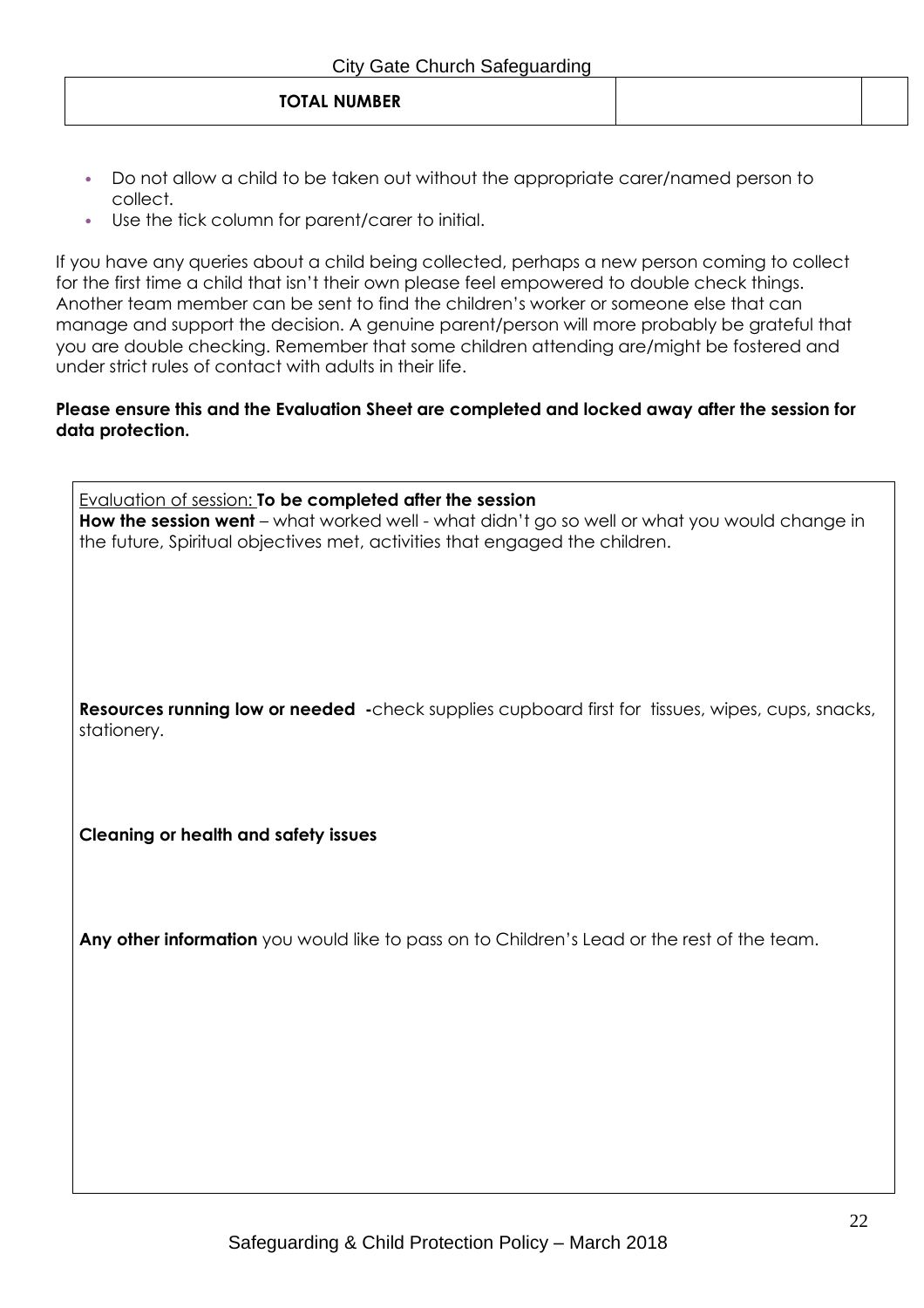| TOTAL NUMBER | | |
|---|---|---|

- Do not allow a child to be taken out without the appropriate carer/named person to collect.
- Use the tick column for parent/carer to initial.

If you have any queries about a child being collected, perhaps a new person coming to collect for the first time a child that isn't their own please feel empowered to double check things. Another team member can be sent to find the children's worker or someone else that can manage and support the decision. A genuine parent/person will more probably be grateful that you are double checking. Remember that some children attending are/might be fostered and under strict rules of contact with adults in their life.

**Please ensure this and the Evaluation Sheet are completed and locked away after the session for data protection.**

| Evaluation of session: **To be completed after the session**<br>**How the session went** – what worked well - what didn't go so well or what you would change in the future, Spiritual objectives met, activities that engaged the children.<br><br>**Resources running low or needed** -check supplies cupboard first for tissues, wipes, cups, snacks, stationery.<br><br>**Cleaning or health and safety issues**<br><br>**Any other information** you would like to pass on to Children's Lead or the rest of the team. |
|---|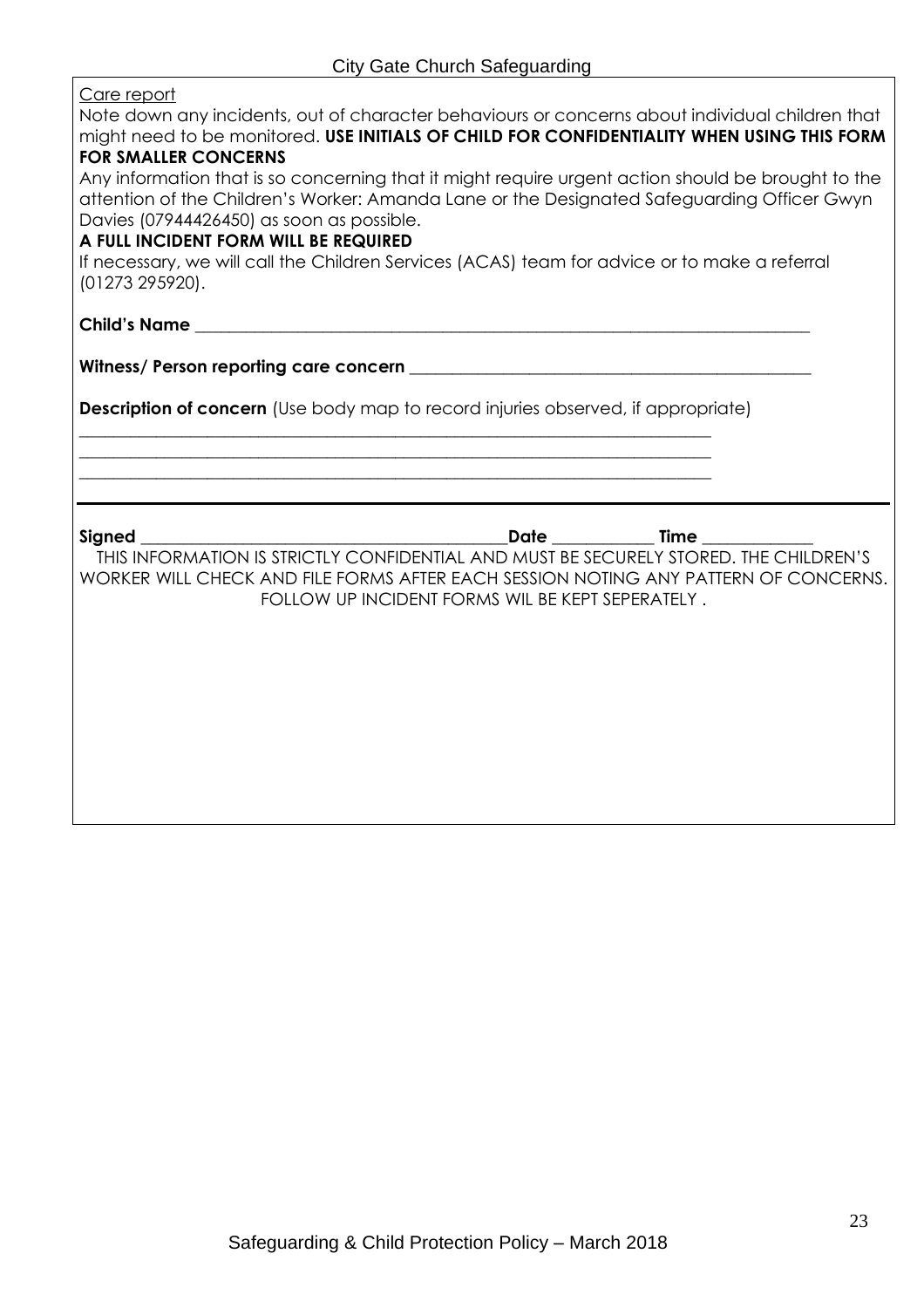Care report

Note down any incidents, out of character behaviours or concerns about individual children that might need to be monitored. **USE INITIALS OF CHILD FOR CONFIDENTIALITY WHEN USING THIS FORM FOR SMALLER CONCERNS**

Any information that is so concerning that it might require urgent action should be brought to the attention of the Children's Worker: Amanda Lane or the Designated Safeguarding Officer Gwyn Davies (07944426450) as soon as possible.

**A FULL INCIDENT FORM WILL BE REQUIRED**

If necessary, we will call the Children Services (ACAS) team for advice or to make a referral (01273 295920).

**Child's Name** ___________________________________________________________________________

**Witness/ Person reporting care concern** _______________________________________________

**Description of concern** (Use body map to record injuries observed, if appropriate)

___________________________________________________________________________

___________________________________________________________________________

___________________________________________________________________________

---

**Signed** ____________________________________________**Date** ____________ **Time** _____________

THIS INFORMATION IS STRICTLY CONFIDENTIAL AND MUST BE SECURELY STORED. THE CHILDREN'S WORKER WILL CHECK AND FILE FORMS AFTER EACH SESSION NOTING ANY PATTERN OF CONCERNS. FOLLOW UP INCIDENT FORMS WIL BE KEPT SEPERATELY .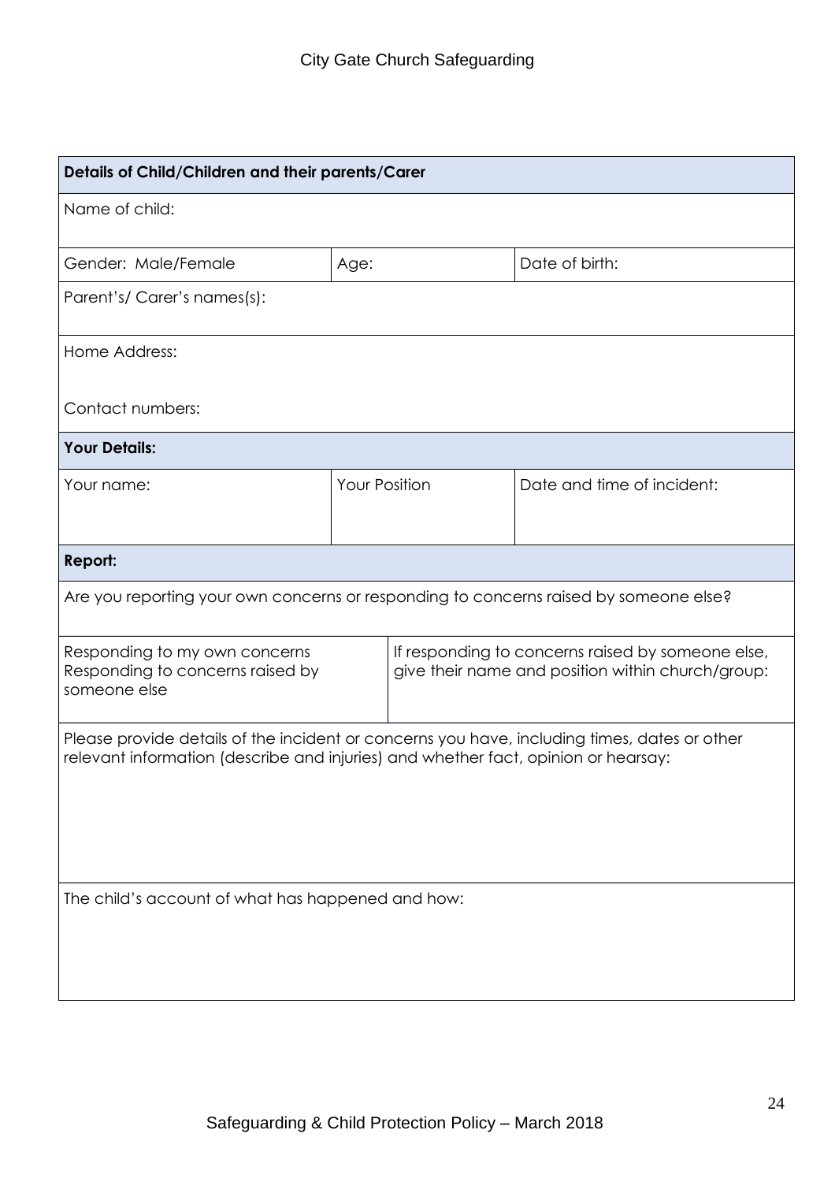| Details of Child/Children and their parents/Carer | | |
|---|---|---|
| Name of child: | | |
| Gender: Male/Female | Age: | Date of birth: |
| Parent's/ Carer's names(s): | | |
| Home Address:<br><br>Contact numbers: | | |
| **Your Details:** | | |
| Your name: | Your Position | Date and time of incident: |
| **Report:** | | |
| Are you reporting your own concerns or responding to concerns raised by someone else? | | |
| Responding to my own concerns<br>Responding to concerns raised by someone else | If responding to concerns raised by someone else, give their name and position within church/group: | |
| Please provide details of the incident or concerns you have, including times, dates or other relevant information (describe and injuries) and whether fact, opinion or hearsay: | | |
| The child's account of what has happened and how: | | |

Safeguarding & Child Protection Policy – March 2018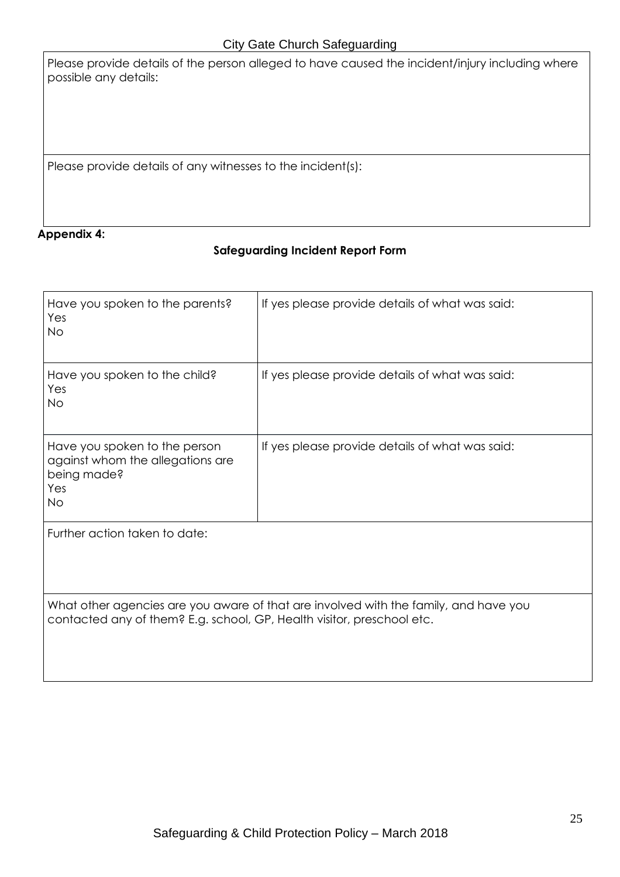| Please provide details of the person alleged to have caused the incident/injury including where possible any details: |
| --- |
| Please provide details of any witnesses to the incident(s): |

**Appendix 4:**

**Safeguarding Incident Report Form**

| Have you spoken to the parents?<br>Yes<br>No | If yes please provide details of what was said: |
| --- | --- |
| Have you spoken to the child?<br>Yes<br>No | If yes please provide details of what was said: |
| Have you spoken to the person against whom the allegations are being made?<br>Yes<br>No | If yes please provide details of what was said: |
| Further action taken to date: | |
| What other agencies are you aware of that are involved with the family, and have you contacted any of them? E.g. school, GP, Health visitor, preschool etc. | |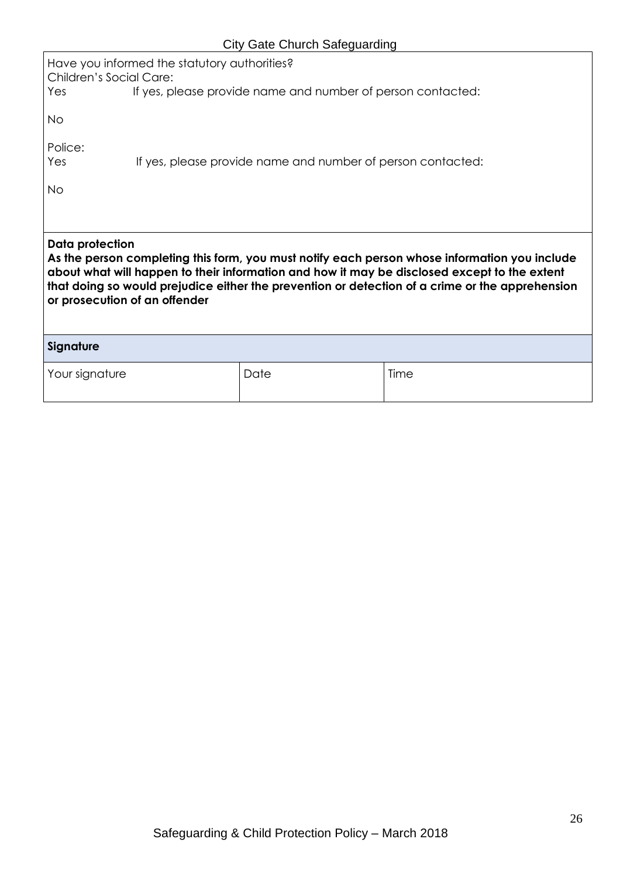Have you informed the statutory authorities?
Children's Social Care:
Yes If yes, please provide name and number of person contacted:

No

Police:
Yes If yes, please provide name and number of person contacted:

No

**Data protection**
**As the person completing this form, you must notify each person whose information you include about what will happen to their information and how it may be disclosed except to the extent that doing so would prejudice either the prevention or detection of a crime or the apprehension or prosecution of an offender**

| **Signature** | | |
|---|---|---|
| Your signature | Date | Time |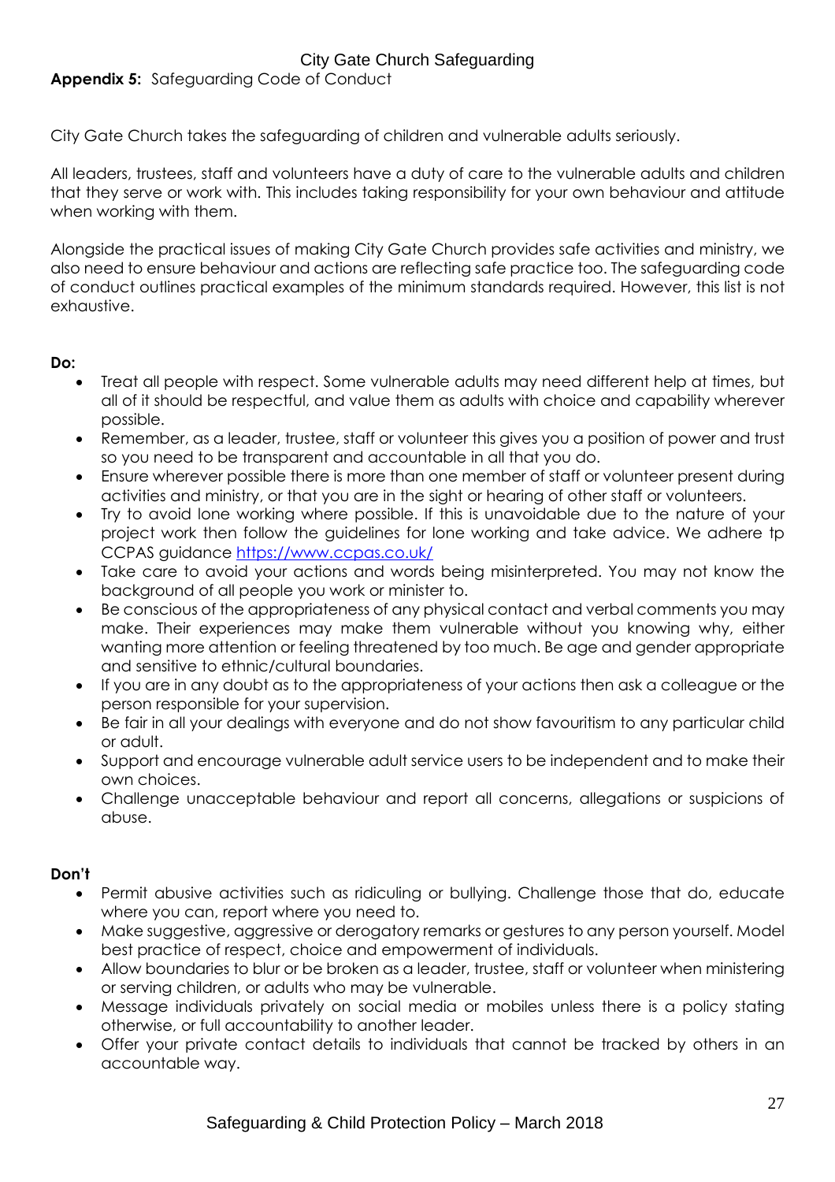**Appendix 5:** Safeguarding Code of Conduct

City Gate Church takes the safeguarding of children and vulnerable adults seriously.

All leaders, trustees, staff and volunteers have a duty of care to the vulnerable adults and children that they serve or work with. This includes taking responsibility for your own behaviour and attitude when working with them.

Alongside the practical issues of making City Gate Church provides safe activities and ministry, we also need to ensure behaviour and actions are reflecting safe practice too. The safeguarding code of conduct outlines practical examples of the minimum standards required. However, this list is not exhaustive.

**Do:**

- Treat all people with respect. Some vulnerable adults may need different help at times, but all of it should be respectful, and value them as adults with choice and capability wherever possible.
- Remember, as a leader, trustee, staff or volunteer this gives you a position of power and trust so you need to be transparent and accountable in all that you do.
- Ensure wherever possible there is more than one member of staff or volunteer present during activities and ministry, or that you are in the sight or hearing of other staff or volunteers.
- Try to avoid lone working where possible. If this is unavoidable due to the nature of your project work then follow the guidelines for lone working and take advice. We adhere tp CCPAS guidance https://www.ccpas.co.uk/
- Take care to avoid your actions and words being misinterpreted. You may not know the background of all people you work or minister to.
- Be conscious of the appropriateness of any physical contact and verbal comments you may make. Their experiences may make them vulnerable without you knowing why, either wanting more attention or feeling threatened by too much. Be age and gender appropriate and sensitive to ethnic/cultural boundaries.
- If you are in any doubt as to the appropriateness of your actions then ask a colleague or the person responsible for your supervision.
- Be fair in all your dealings with everyone and do not show favouritism to any particular child or adult.
- Support and encourage vulnerable adult service users to be independent and to make their own choices.
- Challenge unacceptable behaviour and report all concerns, allegations or suspicions of abuse.

**Don't**

- Permit abusive activities such as ridiculing or bullying. Challenge those that do, educate where you can, report where you need to.
- Make suggestive, aggressive or derogatory remarks or gestures to any person yourself. Model best practice of respect, choice and empowerment of individuals.
- Allow boundaries to blur or be broken as a leader, trustee, staff or volunteer when ministering or serving children, or adults who may be vulnerable.
- Message individuals privately on social media or mobiles unless there is a policy stating otherwise, or full accountability to another leader.
- Offer your private contact details to individuals that cannot be tracked by others in an accountable way.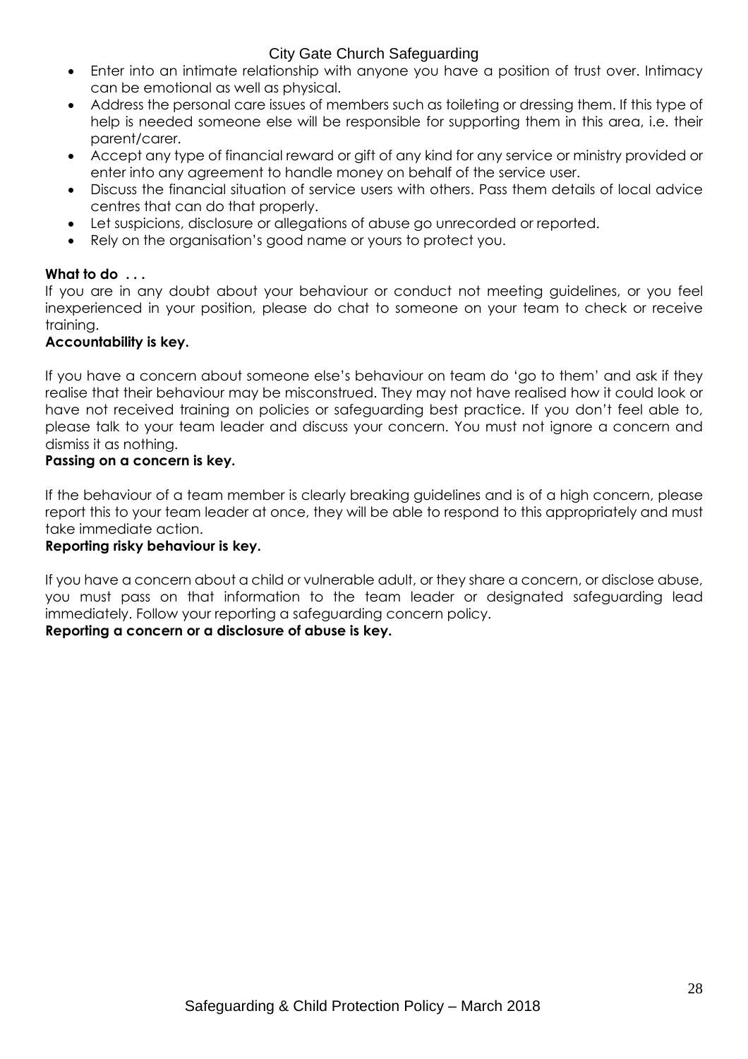- Enter into an intimate relationship with anyone you have a position of trust over. Intimacy can be emotional as well as physical.
- Address the personal care issues of members such as toileting or dressing them. If this type of help is needed someone else will be responsible for supporting them in this area, i.e. their parent/carer.
- Accept any type of financial reward or gift of any kind for any service or ministry provided or enter into any agreement to handle money on behalf of the service user.
- Discuss the financial situation of service users with others. Pass them details of local advice centres that can do that properly.
- Let suspicions, disclosure or allegations of abuse go unrecorded or reported.
- Rely on the organisation's good name or yours to protect you.

**What to do . . .**

If you are in any doubt about your behaviour or conduct not meeting guidelines, or you feel inexperienced in your position, please do chat to someone on your team to check or receive training.

**Accountability is key.**

If you have a concern about someone else's behaviour on team do 'go to them' and ask if they realise that their behaviour may be misconstrued. They may not have realised how it could look or have not received training on policies or safeguarding best practice. If you don't feel able to, please talk to your team leader and discuss your concern. You must not ignore a concern and dismiss it as nothing.

**Passing on a concern is key.**

If the behaviour of a team member is clearly breaking guidelines and is of a high concern, please report this to your team leader at once, they will be able to respond to this appropriately and must take immediate action.

**Reporting risky behaviour is key.**

If you have a concern about a child or vulnerable adult, or they share a concern, or disclose abuse, you must pass on that information to the team leader or designated safeguarding lead immediately. Follow your reporting a safeguarding concern policy.

**Reporting a concern or a disclosure of abuse is key.**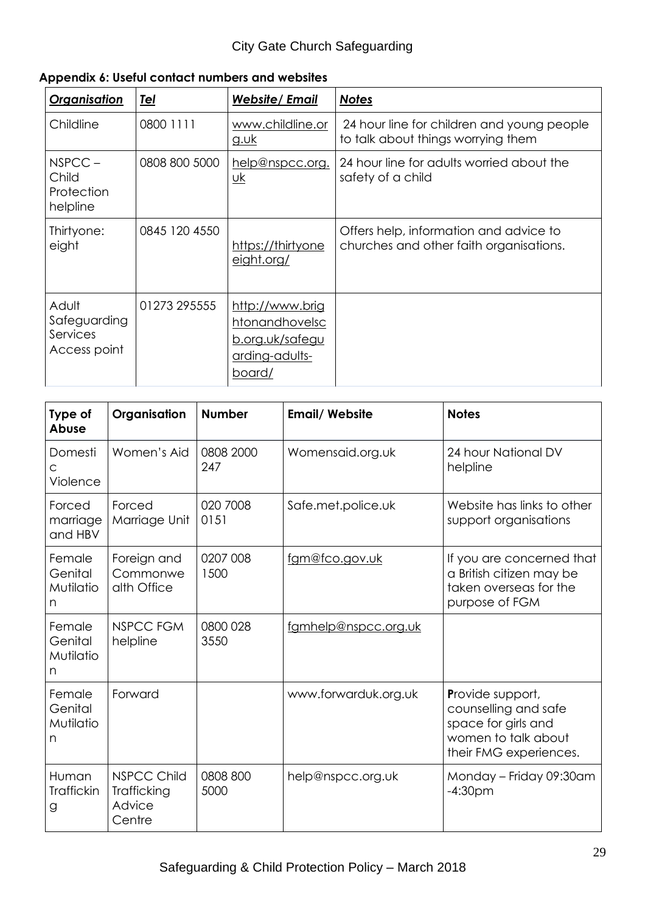**Appendix 6: Useful contact numbers and websites**

| ***Organisation*** | ***Tel*** | ***Website/ Email*** | ***Notes*** |
|---|---|---|---|
| Childline | 0800 1111 | www.childline.org.uk | 24 hour line for children and young people to talk about things worrying them |
| NSPCC – Child Protection helpline | 0808 800 5000 | help@nspcc.org.uk | 24 hour line for adults worried about the safety of a child |
| Thirtyone: eight | 0845 120 4550 | https://thirtyoneeight.org/ | Offers help, information and advice to churches and other faith organisations. |
| Adult Safeguarding Services Access point | 01273 295555 | http://www.brightonandhovelscb.org.uk/safeguarding-adults-board/ | |

| **Type of Abuse** | **Organisation** | **Number** | **Email/ Website** | **Notes** |
|---|---|---|---|---|
| Domestic Violence | Women's Aid | 0808 2000 247 | Womensaid.org.uk | 24 hour National DV helpline |
| Forced marriage and HBV | Forced Marriage Unit | 020 7008 0151 | Safe.met.police.uk | Website has links to other support organisations |
| Female Genital Mutilation | Foreign and Commonwealth Office | 0207 008 1500 | fgm@fco.gov.uk | If you are concerned that a British citizen may be taken overseas for the purpose of FGM |
| Female Genital Mutilation | NSPCC FGM helpline | 0800 028 3550 | fgmhelp@nspcc.org.uk | |
| Female Genital Mutilation | Forward | | www.forwarduk.org.uk | **P**rovide support, counselling and safe space for girls and women to talk about their FMG experiences. |
| Human Trafficking | NSPCC Child Trafficking Advice Centre | 0808 800 5000 | help@nspcc.org.uk | Monday – Friday 09:30am -4:30pm |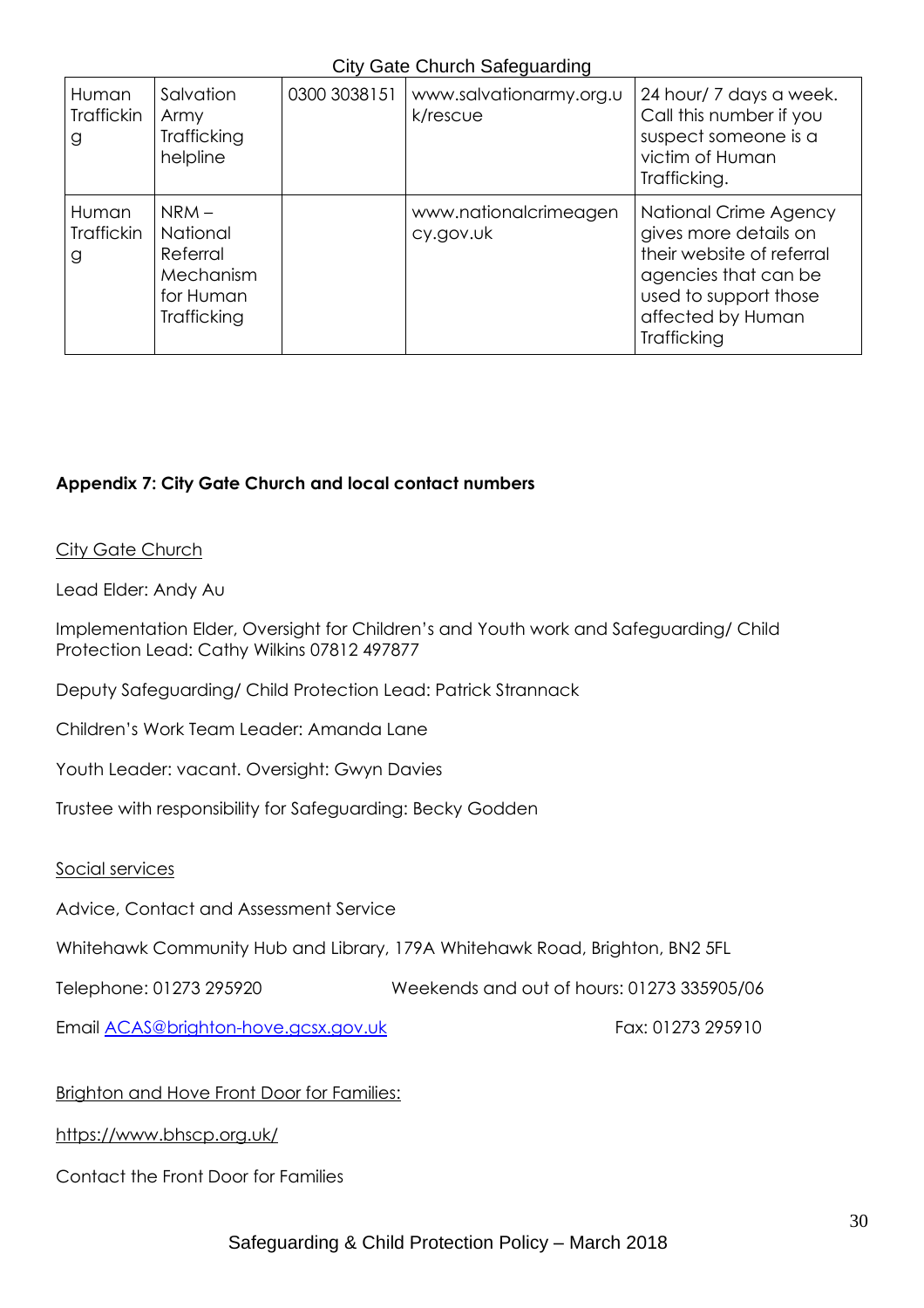| Human Trafficking | Salvation Army Trafficking helpline | 0300 3038151 | www.salvationarmy.org.uk/rescue | 24 hour/ 7 days a week. Call this number if you suspect someone is a victim of Human Trafficking. |
|---|---|---|---|---|
| Human Trafficking | NRM – National Referral Mechanism for Human Trafficking | | www.nationalcrimeagency.gov.uk | National Crime Agency gives more details on their website of referral agencies that can be used to support those affected by Human Trafficking |

**Appendix 7: City Gate Church and local contact numbers**

City Gate Church

Lead Elder: Andy Au

Implementation Elder, Oversight for Children's and Youth work and Safeguarding/ Child Protection Lead: Cathy Wilkins 07812 497877

Deputy Safeguarding/ Child Protection Lead: Patrick Strannack

Children's Work Team Leader: Amanda Lane

Youth Leader: vacant. Oversight: Gwyn Davies

Trustee with responsibility for Safeguarding: Becky Godden

Social services

Advice, Contact and Assessment Service

Whitehawk Community Hub and Library, 179A Whitehawk Road, Brighton, BN2 5FL

Telephone: 01273 295920 Weekends and out of hours: 01273 335905/06

Email ACAS@brighton-hove.gcsx.gov.uk Fax: 01273 295910

Brighton and Hove Front Door for Families:

https://www.bhscp.org.uk/

Contact the Front Door for Families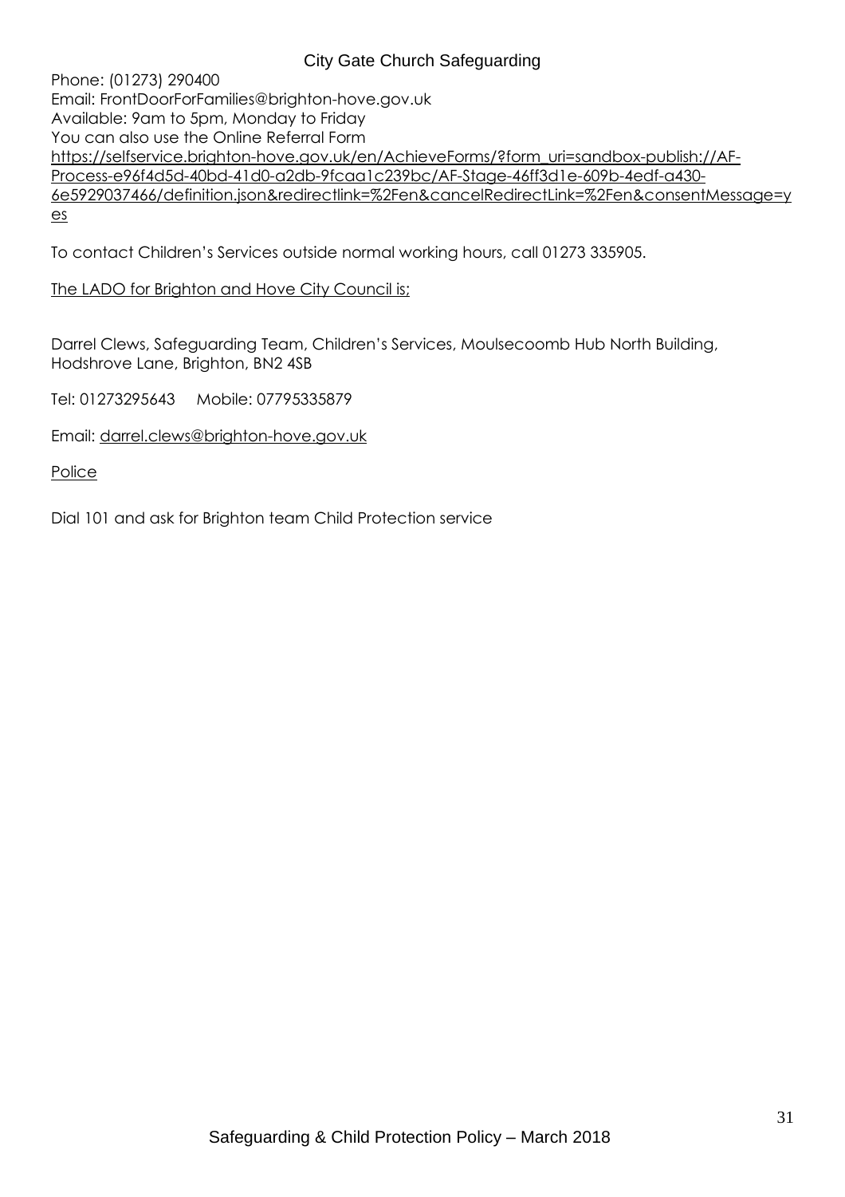Phone: (01273) 290400
Email: FrontDoorForFamilies@brighton-hove.gov.uk
Available: 9am to 5pm, Monday to Friday
You can also use the Online Referral Form
https://selfservice.brighton-hove.gov.uk/en/AchieveForms/?form_uri=sandbox-publish://AF-Process-e96f4d5d-40bd-41d0-a2db-9fcaa1c239bc/AF-Stage-46ff3d1e-609b-4edf-a430-6e5929037466/definition.json&redirectlink=%2Fen&cancelRedirectLink=%2Fen&consentMessage=yes

To contact Children's Services outside normal working hours, call 01273 335905.

The LADO for Brighton and Hove City Council is;

Darrel Clews, Safeguarding Team, Children's Services, Moulsecoomb Hub North Building, Hodshrove Lane, Brighton, BN2 4SB

Tel: 01273295643 Mobile: 07795335879

Email: darrel.clews@brighton-hove.gov.uk

Police

Dial 101 and ask for Brighton team Child Protection service